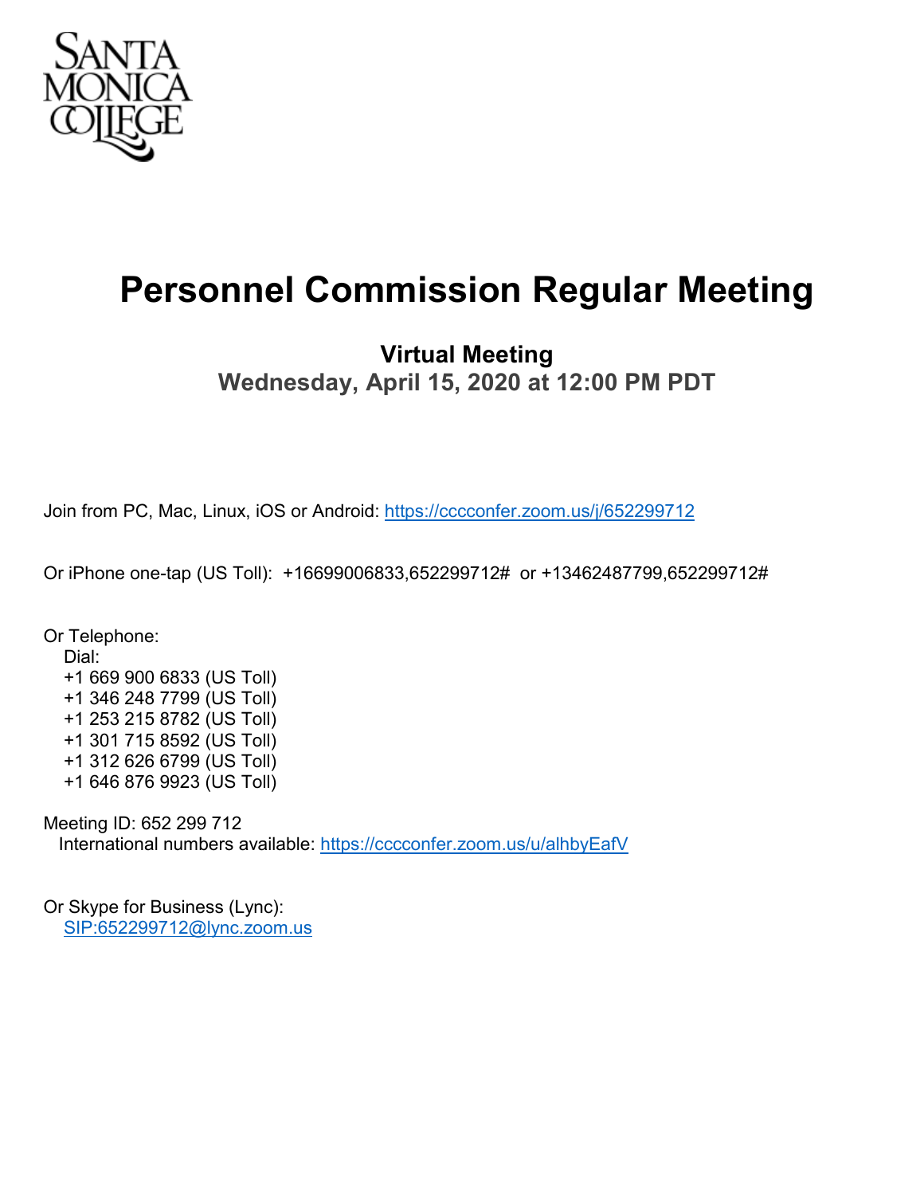SANTA MONICA COLLEGE

# Personnel Commission Regular Meeting

## Virtual Meeting

### Wednesday, April 15, 2020 at 12:00 PM PDT

Join from PC, Mac, Linux, iOS or Android: https://cccconfer.zoom.us/j/652299712

Or iPhone one-tap (US Toll): +16699006833,652299712# or +13462487799,652299712#

Or Telephone:
Dial:
+1 669 900 6833 (US Toll)
+1 346 248 7799 (US Toll)
+1 253 215 8782 (US Toll)
+1 301 715 8592 (US Toll)
+1 312 626 6799 (US Toll)
+1 646 876 9923 (US Toll)

Meeting ID: 652 299 712
International numbers available: https://cccconfer.zoom.us/u/alhbyEafV

Or Skype for Business (Lync):
SIP:652299712@lync.zoom.us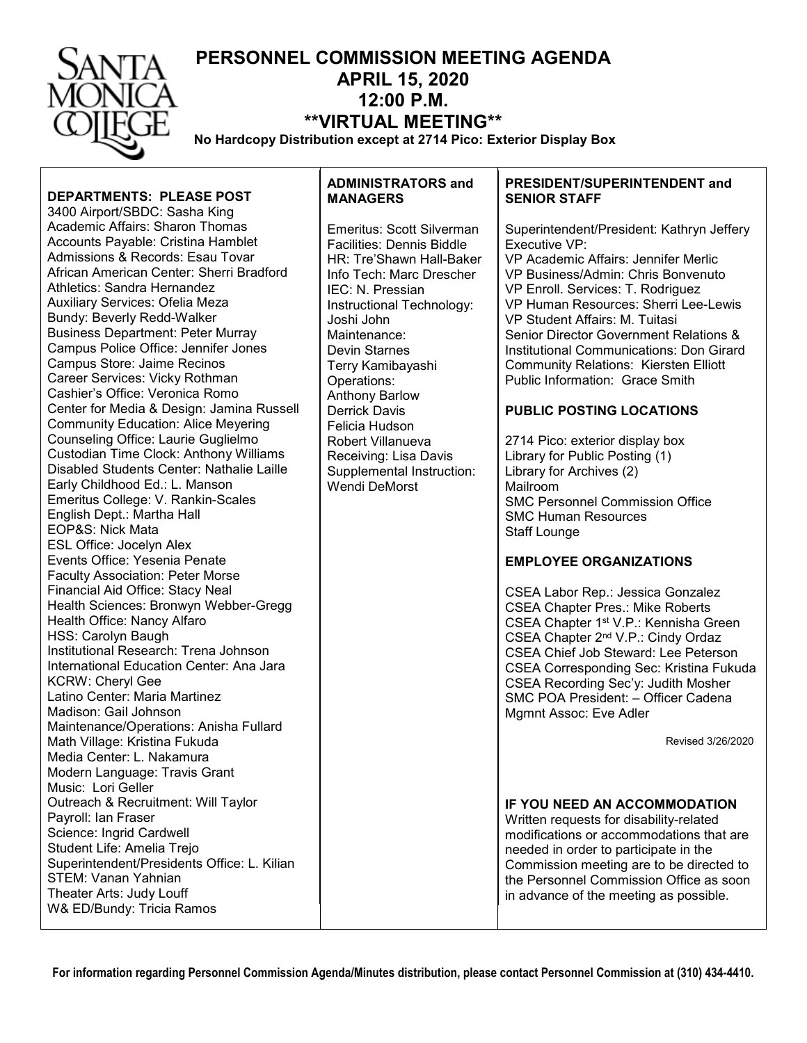# PERSONNEL COMMISSION MEETING AGENDA

## APRIL 15, 2020

## 12:00 P.M.

## **VIRTUAL MEETING**

**No Hardcopy Distribution except at 2714 Pico: Exterior Display Box**

### DEPARTMENTS: PLEASE POST

3400 Airport/SBDC: Sasha King
Academic Affairs: Sharon Thomas
Accounts Payable: Cristina Hamblet
Admissions & Records: Esau Tovar
African American Center: Sherri Bradford
Athletics: Sandra Hernandez
Auxiliary Services: Ofelia Meza
Bundy: Beverly Redd-Walker
Business Department: Peter Murray
Campus Police Office: Jennifer Jones
Campus Store: Jaime Recinos
Career Services: Vicky Rothman
Cashier's Office: Veronica Romo
Center for Media & Design: Jamina Russell
Community Education: Alice Meyering
Counseling Office: Laurie Guglielmo
Custodian Time Clock: Anthony Williams
Disabled Students Center: Nathalie Laille
Early Childhood Ed.: L. Manson
Emeritus College: V. Rankin-Scales
English Dept.: Martha Hall
EOP&S: Nick Mata
ESL Office: Jocelyn Alex
Events Office: Yesenia Penate
Faculty Association: Peter Morse
Financial Aid Office: Stacy Neal
Health Sciences: Bronwyn Webber-Gregg
Health Office: Nancy Alfaro
HSS: Carolyn Baugh
Institutional Research: Trena Johnson
International Education Center: Ana Jara
KCRW: Cheryl Gee
Latino Center: Maria Martinez
Madison: Gail Johnson
Maintenance/Operations: Anisha Fullard
Math Village: Kristina Fukuda
Media Center: L. Nakamura
Modern Language: Travis Grant
Music: Lori Geller
Outreach & Recruitment: Will Taylor
Payroll: Ian Fraser
Science: Ingrid Cardwell
Student Life: Amelia Trejo
Superintendent/Presidents Office: L. Kilian
STEM: Vanan Yahnian
Theater Arts: Judy Louff
W& ED/Bundy: Tricia Ramos

### ADMINISTRATORS and MANAGERS

Emeritus: Scott Silverman
Facilities: Dennis Biddle
HR: Tre'Shawn Hall-Baker
Info Tech: Marc Drescher
IEC: N. Pressian
Instructional Technology: Joshi John
Maintenance:
Devin Starnes
Terry Kamibayashi
Operations:
Anthony Barlow
Derrick Davis
Felicia Hudson
Robert Villanueva
Receiving: Lisa Davis
Supplemental Instruction: Wendi DeMorst

### PRESIDENT/SUPERINTENDENT and SENIOR STAFF

Superintendent/President: Kathryn Jeffery
Executive VP:
VP Academic Affairs: Jennifer Merlic
VP Business/Admin: Chris Bonvenuto
VP Enroll. Services: T. Rodriguez
VP Human Resources: Sherri Lee-Lewis
VP Student Affairs: M. Tuitasi
Senior Director Government Relations & Institutional Communications: Don Girard
Community Relations: Kiersten Elliott
Public Information: Grace Smith

### PUBLIC POSTING LOCATIONS

2714 Pico: exterior display box
Library for Public Posting (1)
Library for Archives (2)
Mailroom
SMC Personnel Commission Office
SMC Human Resources
Staff Lounge

### EMPLOYEE ORGANIZATIONS

CSEA Labor Rep.: Jessica Gonzalez
CSEA Chapter Pres.: Mike Roberts
CSEA Chapter 1st V.P.: Kennisha Green
CSEA Chapter 2nd V.P.: Cindy Ordaz
CSEA Chief Job Steward: Lee Peterson
CSEA Corresponding Sec: Kristina Fukuda
CSEA Recording Sec'y: Judith Mosher
SMC POA President: – Officer Cadena
Mgmnt Assoc: Eve Adler

Revised 3/26/2020

### IF YOU NEED AN ACCOMMODATION

Written requests for disability-related modifications or accommodations that are needed in order to participate in the Commission meeting are to be directed to the Personnel Commission Office as soon in advance of the meeting as possible.

**For information regarding Personnel Commission Agenda/Minutes distribution, please contact Personnel Commission at (310) 434-4410.**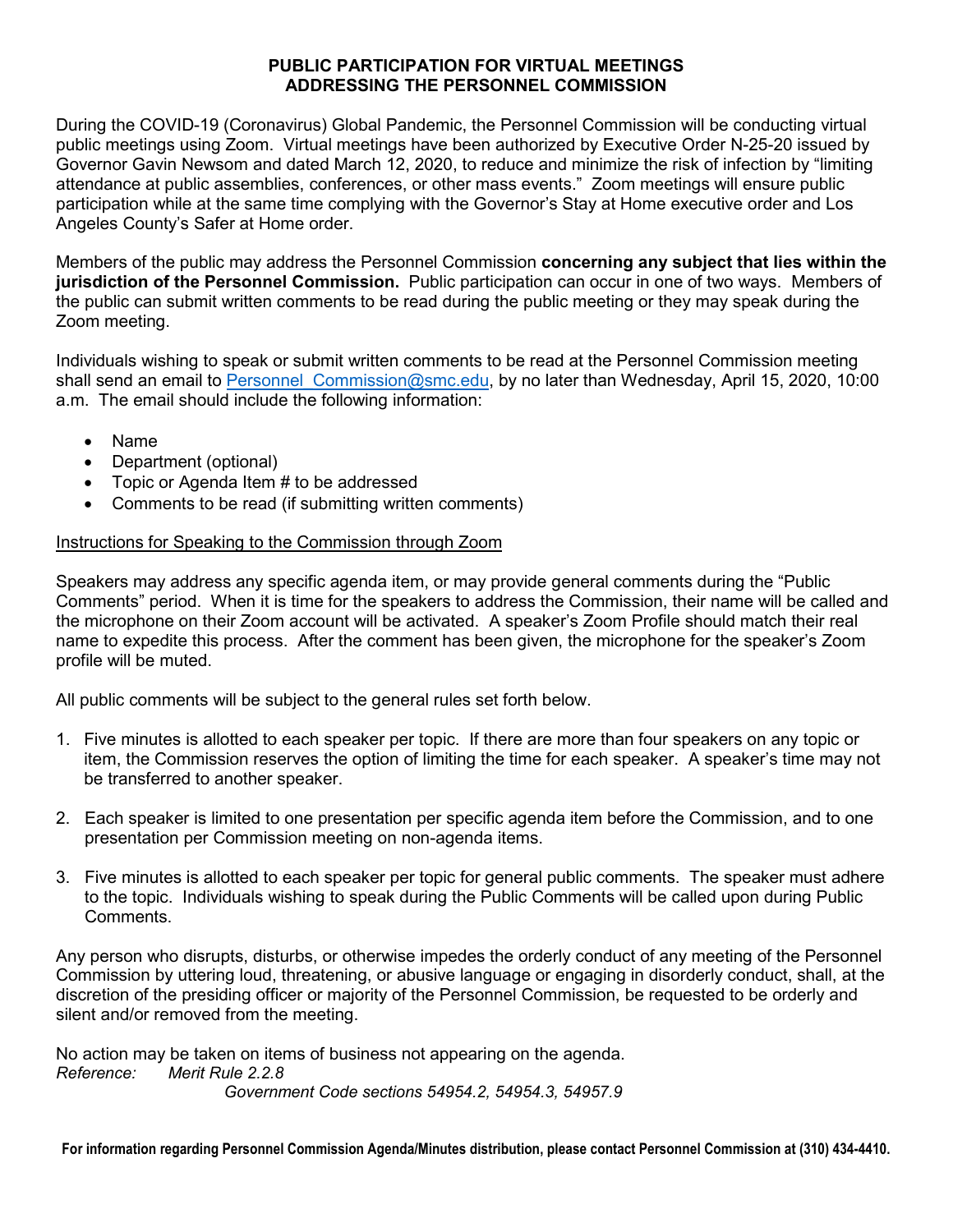# PUBLIC PARTICIPATION FOR VIRTUAL MEETINGS
# ADDRESSING THE PERSONNEL COMMISSION

During the COVID-19 (Coronavirus) Global Pandemic, the Personnel Commission will be conducting virtual public meetings using Zoom. Virtual meetings have been authorized by Executive Order N-25-20 issued by Governor Gavin Newsom and dated March 12, 2020, to reduce and minimize the risk of infection by "limiting attendance at public assemblies, conferences, or other mass events." Zoom meetings will ensure public participation while at the same time complying with the Governor's Stay at Home executive order and Los Angeles County's Safer at Home order.

Members of the public may address the Personnel Commission **concerning any subject that lies within the jurisdiction of the Personnel Commission.** Public participation can occur in one of two ways. Members of the public can submit written comments to be read during the public meeting or they may speak during the Zoom meeting.

Individuals wishing to speak or submit written comments to be read at the Personnel Commission meeting shall send an email to Personnel_Commission@smc.edu, by no later than Wednesday, April 15, 2020, 10:00 a.m. The email should include the following information:

- Name
- Department (optional)
- Topic or Agenda Item # to be addressed
- Comments to be read (if submitting written comments)

<u>Instructions for Speaking to the Commission through Zoom</u>

Speakers may address any specific agenda item, or may provide general comments during the "Public Comments" period. When it is time for the speakers to address the Commission, their name will be called and the microphone on their Zoom account will be activated. A speaker's Zoom Profile should match their real name to expedite this process. After the comment has been given, the microphone for the speaker's Zoom profile will be muted.

All public comments will be subject to the general rules set forth below.

1. Five minutes is allotted to each speaker per topic. If there are more than four speakers on any topic or item, the Commission reserves the option of limiting the time for each speaker. A speaker's time may not be transferred to another speaker.

2. Each speaker is limited to one presentation per specific agenda item before the Commission, and to one presentation per Commission meeting on non-agenda items.

3. Five minutes is allotted to each speaker per topic for general public comments. The speaker must adhere to the topic. Individuals wishing to speak during the Public Comments will be called upon during Public Comments.

Any person who disrupts, disturbs, or otherwise impedes the orderly conduct of any meeting of the Personnel Commission by uttering loud, threatening, or abusive language or engaging in disorderly conduct, shall, at the discretion of the presiding officer or majority of the Personnel Commission, be requested to be orderly and silent and/or removed from the meeting.

No action may be taken on items of business not appearing on the agenda.
*Reference: Merit Rule 2.2.8*
*Government Code sections 54954.2, 54954.3, 54957.9*

**For information regarding Personnel Commission Agenda/Minutes distribution, please contact Personnel Commission at (310) 434-4410.**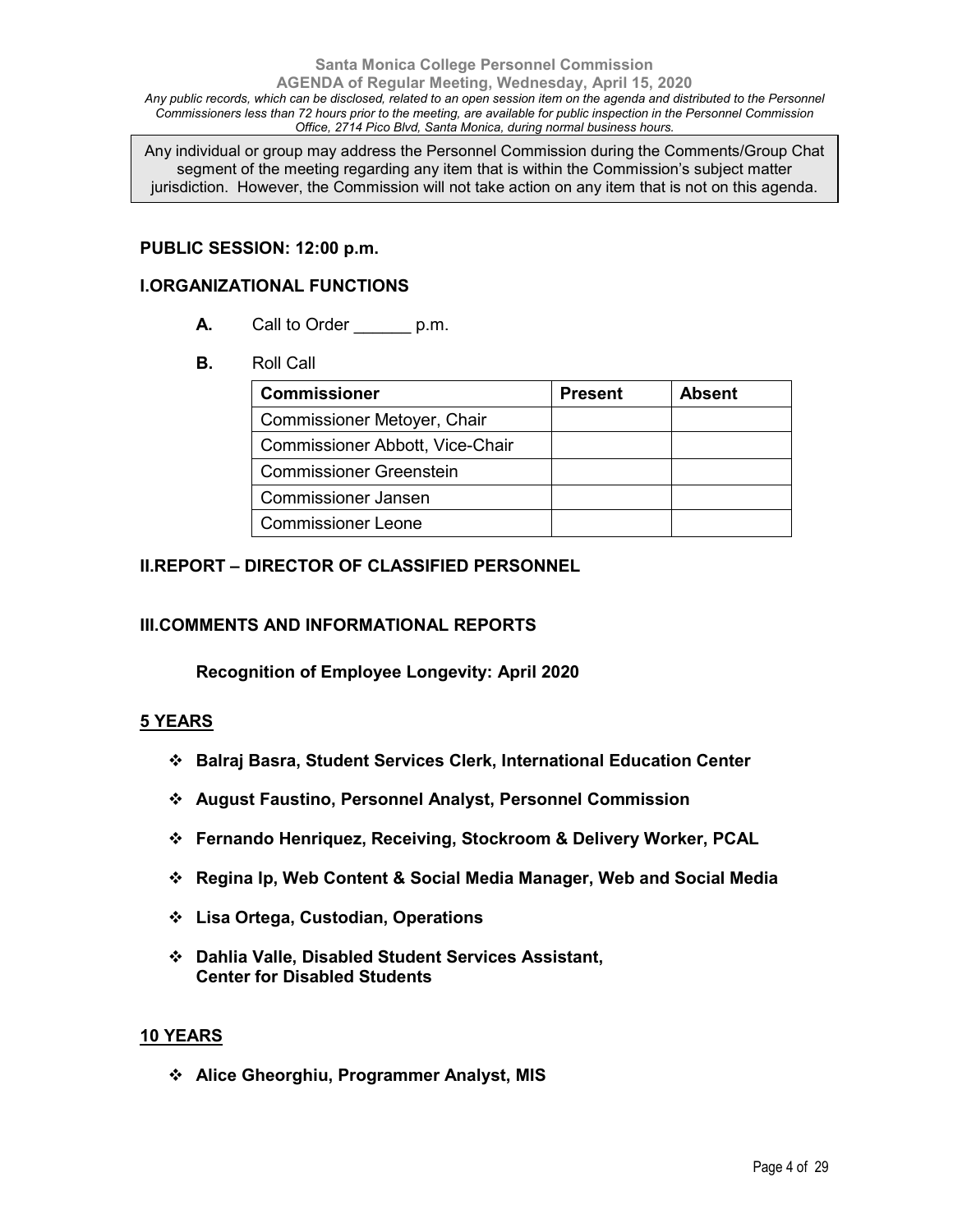**Santa Monica College Personnel Commission**
**AGENDA of Regular Meeting, Wednesday, April 15, 2020**

*Any public records, which can be disclosed, related to an open session item on the agenda and distributed to the Personnel Commissioners less than 72 hours prior to the meeting, are available for public inspection in the Personnel Commission Office, 2714 Pico Blvd, Santa Monica, during normal business hours.*

Any individual or group may address the Personnel Commission during the Comments/Group Chat segment of the meeting regarding any item that is within the Commission's subject matter jurisdiction. However, the Commission will not take action on any item that is not on this agenda.

## PUBLIC SESSION: 12:00 p.m.

## I.ORGANIZATIONAL FUNCTIONS

**A.** Call to Order ______ p.m.

**B.** Roll Call

| Commissioner | Present | Absent |
|---|---|---|
| Commissioner Metoyer, Chair | | |
| Commissioner Abbott, Vice-Chair | | |
| Commissioner Greenstein | | |
| Commissioner Jansen | | |
| Commissioner Leone | | |

## II.REPORT – DIRECTOR OF CLASSIFIED PERSONNEL

## III.COMMENTS AND INFORMATIONAL REPORTS

**Recognition of Employee Longevity: April 2020**

### 5 YEARS

- **Balraj Basra, Student Services Clerk, International Education Center**
- **August Faustino, Personnel Analyst, Personnel Commission**
- **Fernando Henriquez, Receiving, Stockroom & Delivery Worker, PCAL**
- **Regina Ip, Web Content & Social Media Manager, Web and Social Media**
- **Lisa Ortega, Custodian, Operations**
- **Dahlia Valle, Disabled Student Services Assistant, Center for Disabled Students**

### 10 YEARS

- **Alice Gheorghiu, Programmer Analyst, MIS**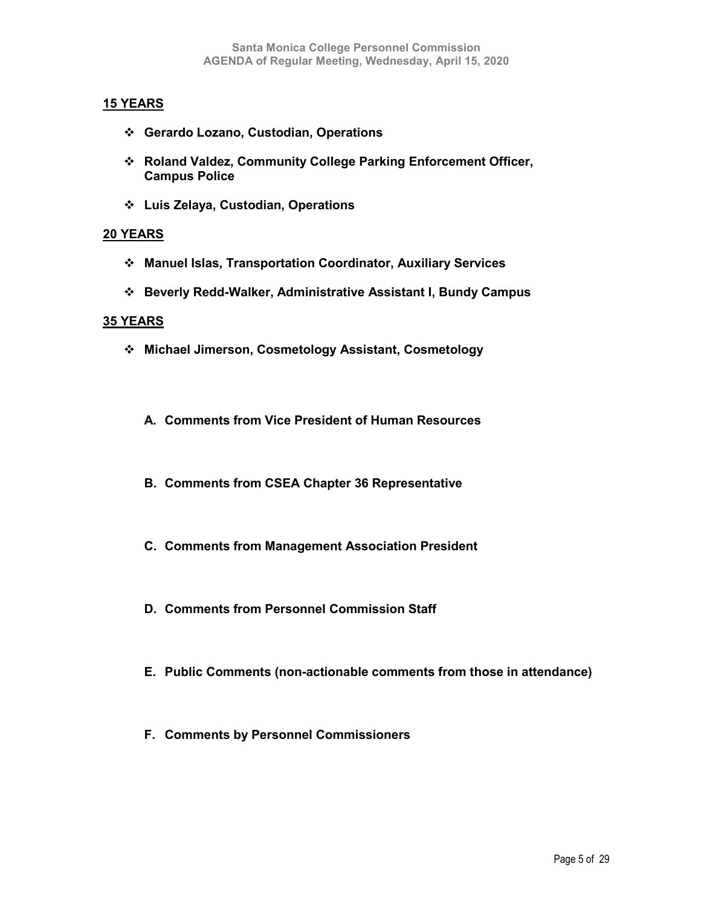**15 YEARS**

- **Gerardo Lozano, Custodian, Operations**
- **Roland Valdez, Community College Parking Enforcement Officer, Campus Police**
- **Luis Zelaya, Custodian, Operations**

**20 YEARS**

- **Manuel Islas, Transportation Coordinator, Auxiliary Services**
- **Beverly Redd-Walker, Administrative Assistant I, Bundy Campus**

**35 YEARS**

- **Michael Jimerson, Cosmetology Assistant, Cosmetology**

**A. Comments from Vice President of Human Resources**

**B. Comments from CSEA Chapter 36 Representative**

**C. Comments from Management Association President**

**D. Comments from Personnel Commission Staff**

**E. Public Comments (non-actionable comments from those in attendance)**

**F. Comments by Personnel Commissioners**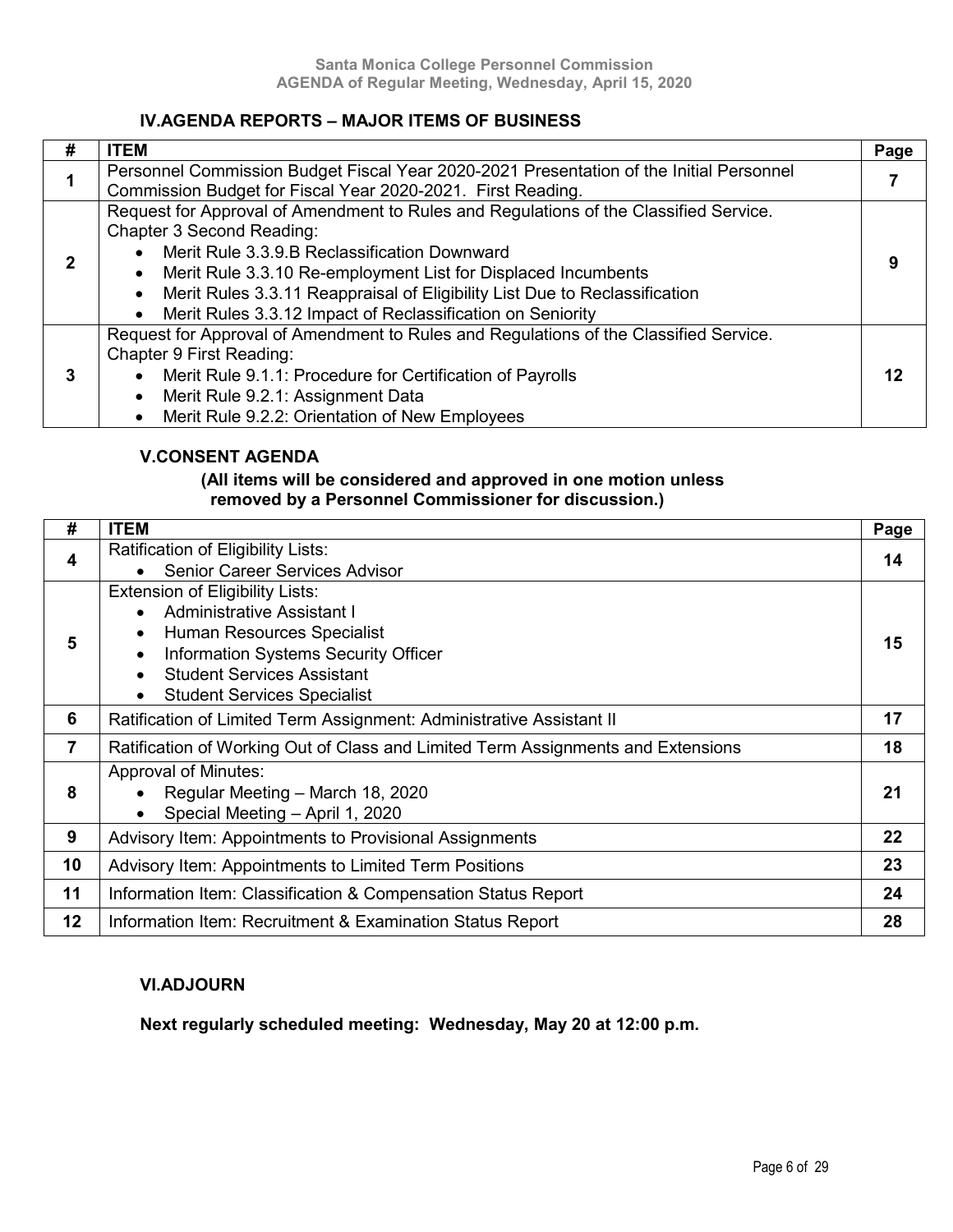## IV.AGENDA REPORTS – MAJOR ITEMS OF BUSINESS

| # | ITEM | Page |
|---|---|---|
| 1 | Personnel Commission Budget Fiscal Year 2020-2021 Presentation of the Initial Personnel Commission Budget for Fiscal Year 2020-2021. First Reading. | 7 |
| 2 | Request for Approval of Amendment to Rules and Regulations of the Classified Service. Chapter 3 Second Reading:<br>• Merit Rule 3.3.9.B Reclassification Downward<br>• Merit Rule 3.3.10 Re-employment List for Displaced Incumbents<br>• Merit Rules 3.3.11 Reappraisal of Eligibility List Due to Reclassification<br>• Merit Rules 3.3.12 Impact of Reclassification on Seniority | 9 |
| 3 | Request for Approval of Amendment to Rules and Regulations of the Classified Service. Chapter 9 First Reading:<br>• Merit Rule 9.1.1: Procedure for Certification of Payrolls<br>• Merit Rule 9.2.1: Assignment Data<br>• Merit Rule 9.2.2: Orientation of New Employees | 12 |

## V.CONSENT AGENDA

**(All items will be considered and approved in one motion unless removed by a Personnel Commissioner for discussion.)**

| # | ITEM | Page |
|---|---|---|
| 4 | Ratification of Eligibility Lists:<br>• Senior Career Services Advisor | 14 |
| 5 | Extension of Eligibility Lists:<br>• Administrative Assistant I<br>• Human Resources Specialist<br>• Information Systems Security Officer<br>• Student Services Assistant<br>• Student Services Specialist | 15 |
| 6 | Ratification of Limited Term Assignment: Administrative Assistant II | 17 |
| 7 | Ratification of Working Out of Class and Limited Term Assignments and Extensions | 18 |
| 8 | Approval of Minutes:<br>• Regular Meeting – March 18, 2020<br>• Special Meeting – April 1, 2020 | 21 |
| 9 | Advisory Item: Appointments to Provisional Assignments | 22 |
| 10 | Advisory Item: Appointments to Limited Term Positions | 23 |
| 11 | Information Item: Classification & Compensation Status Report | 24 |
| 12 | Information Item: Recruitment & Examination Status Report | 28 |

## VI.ADJOURN

**Next regularly scheduled meeting: Wednesday, May 20 at 12:00 p.m.**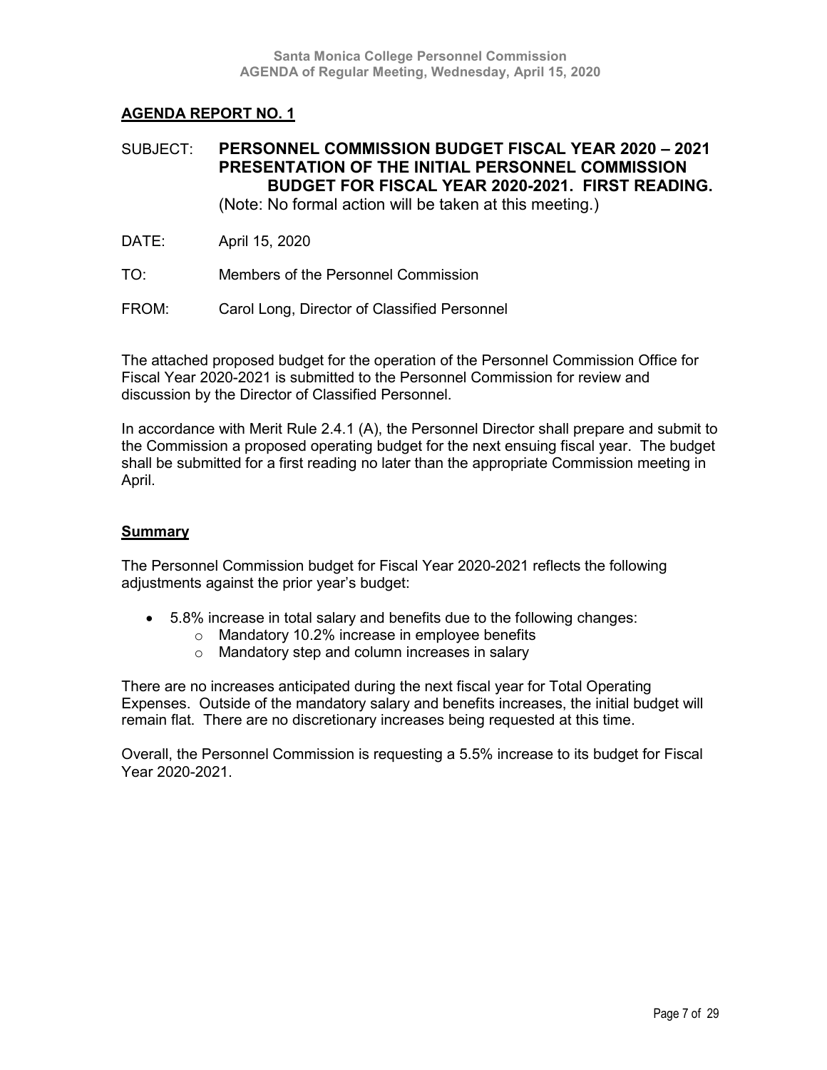## AGENDA REPORT NO. 1

SUBJECT: **PERSONNEL COMMISSION BUDGET FISCAL YEAR 2020 – 2021 PRESENTATION OF THE INITIAL PERSONNEL COMMISSION BUDGET FOR FISCAL YEAR 2020-2021. FIRST READING.**
(Note: No formal action will be taken at this meeting.)

DATE: April 15, 2020

TO: Members of the Personnel Commission

FROM: Carol Long, Director of Classified Personnel

The attached proposed budget for the operation of the Personnel Commission Office for Fiscal Year 2020-2021 is submitted to the Personnel Commission for review and discussion by the Director of Classified Personnel.

In accordance with Merit Rule 2.4.1 (A), the Personnel Director shall prepare and submit to the Commission a proposed operating budget for the next ensuing fiscal year. The budget shall be submitted for a first reading no later than the appropriate Commission meeting in April.

### Summary

The Personnel Commission budget for Fiscal Year 2020-2021 reflects the following adjustments against the prior year's budget:

- 5.8% increase in total salary and benefits due to the following changes:
  - Mandatory 10.2% increase in employee benefits
  - Mandatory step and column increases in salary

There are no increases anticipated during the next fiscal year for Total Operating Expenses. Outside of the mandatory salary and benefits increases, the initial budget will remain flat. There are no discretionary increases being requested at this time.

Overall, the Personnel Commission is requesting a 5.5% increase to its budget for Fiscal Year 2020-2021.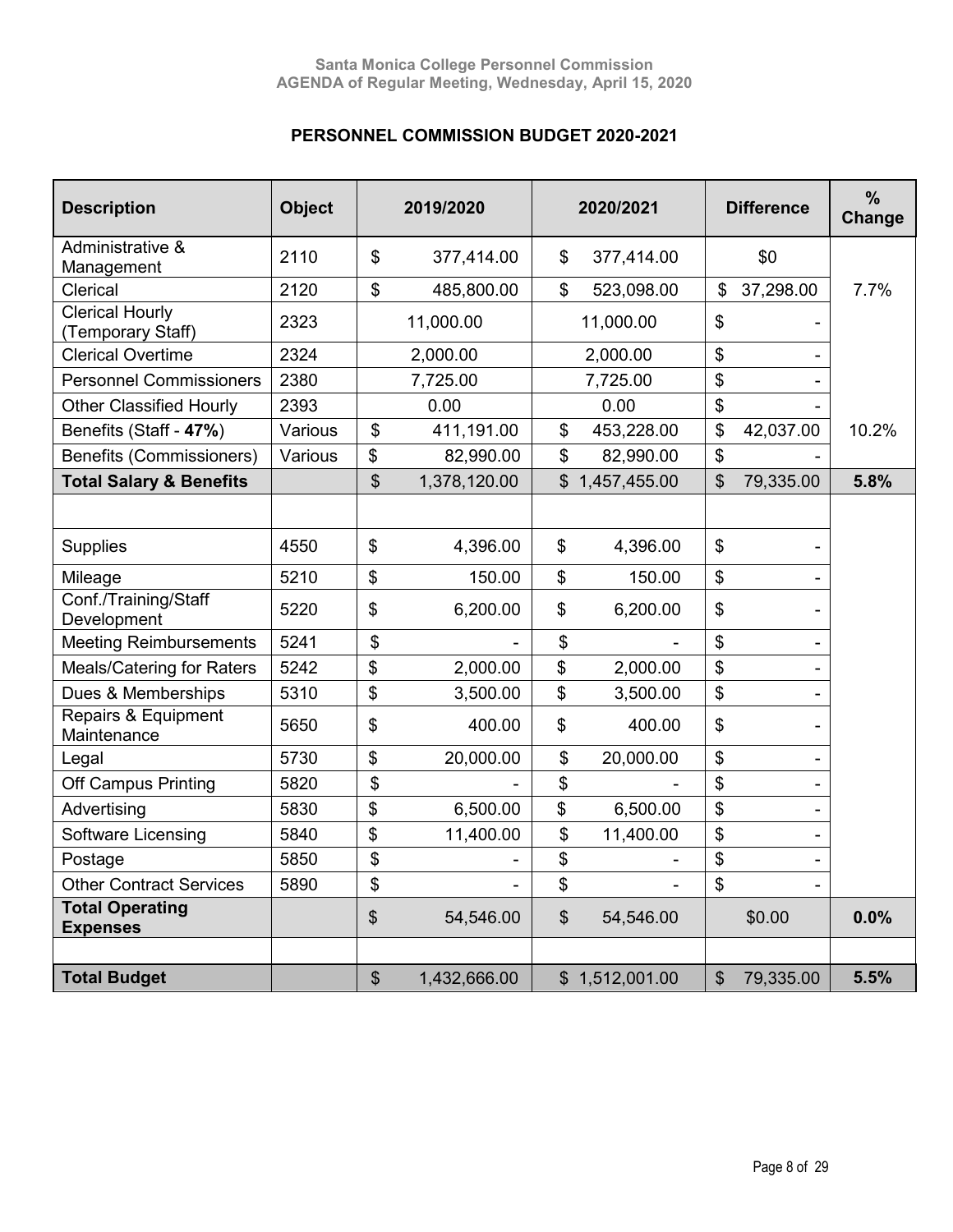Santa Monica College Personnel Commission
AGENDA of Regular Meeting, Wednesday, April 15, 2020

## PERSONNEL COMMISSION BUDGET 2020-2021

| Description | Object | 2019/2020 | 2020/2021 | Difference | % Change |
|---|---|---|---|---|---|
| Administrative & Management | 2110 | $ 377,414.00 | $ 377,414.00 | $0 | |
| Clerical | 2120 | $ 485,800.00 | $ 523,098.00 | $ 37,298.00 | 7.7% |
| Clerical Hourly (Temporary Staff) | 2323 | 11,000.00 | 11,000.00 | $ - | |
| Clerical Overtime | 2324 | 2,000.00 | 2,000.00 | $ - | |
| Personnel Commissioners | 2380 | 7,725.00 | 7,725.00 | $ - | |
| Other Classified Hourly | 2393 | 0.00 | 0.00 | $ - | |
| Benefits (Staff - **47%**) | Various | $ 411,191.00 | $ 453,228.00 | $ 42,037.00 | 10.2% |
| Benefits (Commissioners) | Various | $ 82,990.00 | $ 82,990.00 | $ - | |
| **Total Salary & Benefits** | | $ 1,378,120.00 | $ 1,457,455.00 | $ 79,335.00 | **5.8%** |
| | | | | | |
| Supplies | 4550 | $ 4,396.00 | $ 4,396.00 | $ - | |
| Mileage | 5210 | $ 150.00 | $ 150.00 | $ - | |
| Conf./Training/Staff Development | 5220 | $ 6,200.00 | $ 6,200.00 | $ - | |
| Meeting Reimbursements | 5241 | $ - | $ - | $ - | |
| Meals/Catering for Raters | 5242 | $ 2,000.00 | $ 2,000.00 | $ - | |
| Dues & Memberships | 5310 | $ 3,500.00 | $ 3,500.00 | $ - | |
| Repairs & Equipment Maintenance | 5650 | $ 400.00 | $ 400.00 | $ - | |
| Legal | 5730 | $ 20,000.00 | $ 20,000.00 | $ - | |
| Off Campus Printing | 5820 | $ - | $ - | $ - | |
| Advertising | 5830 | $ 6,500.00 | $ 6,500.00 | $ - | |
| Software Licensing | 5840 | $ 11,400.00 | $ 11,400.00 | $ - | |
| Postage | 5850 | $ - | $ - | $ - | |
| Other Contract Services | 5890 | $ - | $ - | $ - | |
| **Total Operating Expenses** | | $ 54,546.00 | $ 54,546.00 | $0.00 | **0.0%** |
| | | | | | |
| **Total Budget** | | $ 1,432,666.00 | $ 1,512,001.00 | $ 79,335.00 | **5.5%** |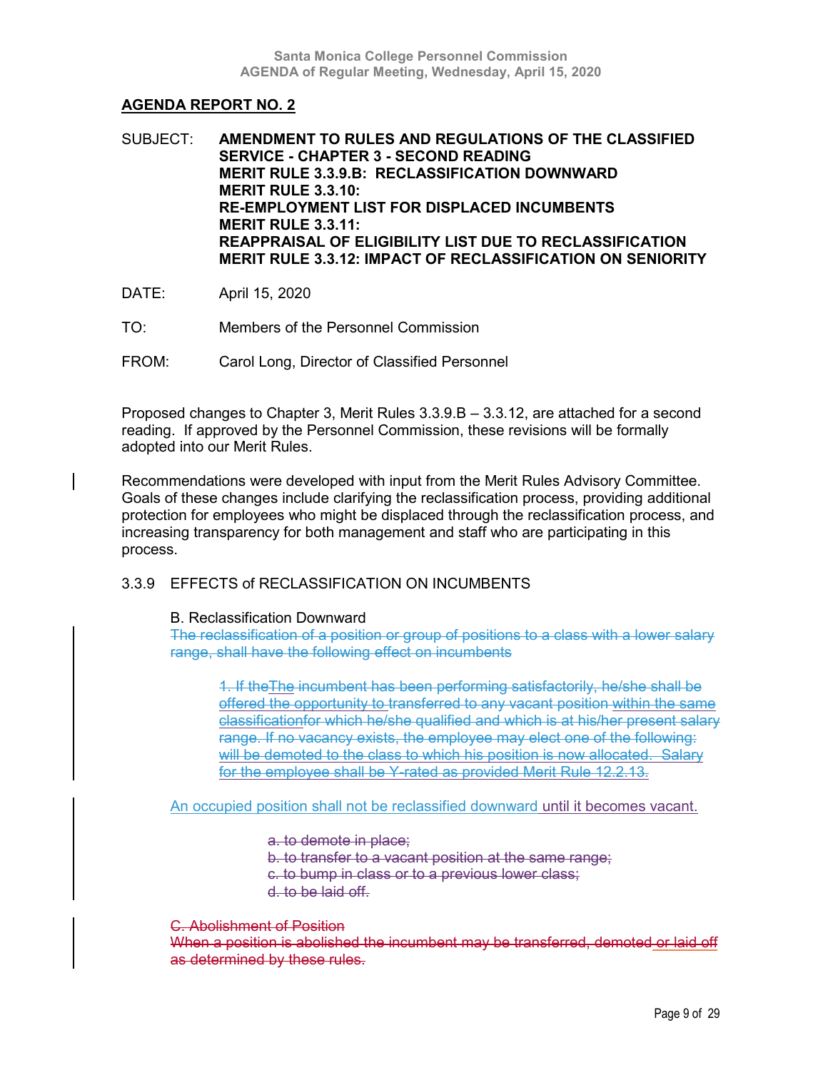## AGENDA REPORT NO. 2

SUBJECT: **AMENDMENT TO RULES AND REGULATIONS OF THE CLASSIFIED SERVICE - CHAPTER 3 - SECOND READING**
**MERIT RULE 3.3.9.B: RECLASSIFICATION DOWNWARD**
**MERIT RULE 3.3.10:**
**RE-EMPLOYMENT LIST FOR DISPLACED INCUMBENTS**
**MERIT RULE 3.3.11:**
**REAPPRAISAL OF ELIGIBILITY LIST DUE TO RECLASSIFICATION**
**MERIT RULE 3.3.12: IMPACT OF RECLASSIFICATION ON SENIORITY**

DATE: April 15, 2020

TO: Members of the Personnel Commission

FROM: Carol Long, Director of Classified Personnel

Proposed changes to Chapter 3, Merit Rules 3.3.9.B – 3.3.12, are attached for a second reading. If approved by the Personnel Commission, these revisions will be formally adopted into our Merit Rules.

Recommendations were developed with input from the Merit Rules Advisory Committee. Goals of these changes include clarifying the reclassification process, providing additional protection for employees who might be displaced through the reclassification process, and increasing transparency for both management and staff who are participating in this process.

3.3.9 EFFECTS of RECLASSIFICATION ON INCUMBENTS

B. Reclassification Downward

~~The reclassification of a position or group of positions to a class with a lower salary range, shall have the following effect on incumbents~~

> ~~1. If the~~The ~~incumbent has been performing satisfactorily, he/she shall be offered the opportunity to transferred to any vacant position~~ ~~within the same classification~~~~for which he/she qualified and which is at his/her present salary range. If no vacancy exists, the employee may elect one of the following:~~ ~~will be demoted to the class to which his position is now allocated. Salary for the employee shall be Y-rated as provided Merit Rule 12.2.13.~~

An occupied position shall not be reclassified downward until it becomes vacant.

> ~~a. to demote in place;~~
> ~~b. to transfer to a vacant position at the same range;~~
> ~~c. to bump in class or to a previous lower class;~~
> ~~d. to be laid off.~~

~~C. Abolishment of Position~~
~~When a position is abolished the incumbent may be transferred, demoted or laid off as determined by these rules.~~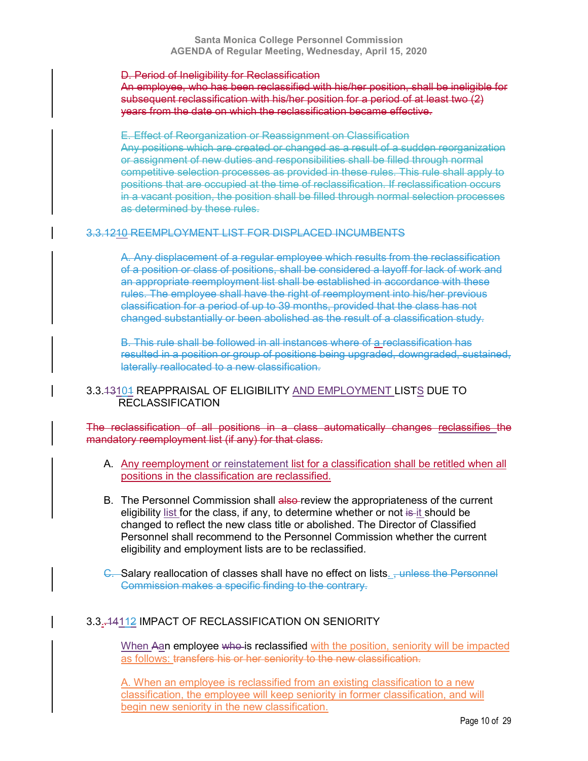D. Period of Ineligibility for Reclassification
An employee, who has been reclassified with his/her position, shall be ineligible for subsequent reclassification with his/her position for a period of at least two (2) years from the date on which the reclassification became effective.

E. Effect of Reorganization or Reassignment on Classification
Any positions which are created or changed as a result of a sudden reorganization or assignment of new duties and responsibilities shall be filled through normal competitive selection processes as provided in these rules. This rule shall apply to positions that are occupied at the time of reclassification. If reclassification occurs in a vacant position, the position shall be filled through normal selection processes as determined by these rules.

3.3.1210 REEMPLOYMENT LIST FOR DISPLACED INCUMBENTS

A. Any displacement of a regular employee which results from the reclassification of a position or class of positions, shall be considered a layoff for lack of work and an appropriate reemployment list shall be established in accordance with these rules. The employee shall have the right of reemployment into his/her previous classification for a period of up to 39 months, provided that the class has not changed substantially or been abolished as the result of a classification study.

B. This rule shall be followed in all instances where of a reclassification has resulted in a position or group of positions being upgraded, downgraded, sustained, laterally reallocated to a new classification.

3.3.13101 REAPPRAISAL OF ELIGIBILITY AND EMPLOYMENT LISTS DUE TO RECLASSIFICATION

The reclassification of all positions in a class automatically changes reclassifies the mandatory reemployment list (if any) for that class.

A. Any reemployment or reinstatement list for a classification shall be retitled when all positions in the classification are reclassified.

B. The Personnel Commission shall also review the appropriateness of the current eligibility list for the class, if any, to determine whether or not is it should be changed to reflect the new class title or abolished. The Director of Classified Personnel shall recommend to the Personnel Commission whether the current eligibility and employment lists are to be reclassified.

C. Salary reallocation of classes shall have no effect on lists. , unless the Personnel Commission makes a specific finding to the contrary.

3.3..14112 IMPACT OF RECLASSIFICATION ON SENIORITY

When Aan employee who is reclassified with the position, seniority will be impacted as follows: transfers his or her seniority to the new classification.

A. When an employee is reclassified from an existing classification to a new classification, the employee will keep seniority in former classification, and will begin new seniority in the new classification.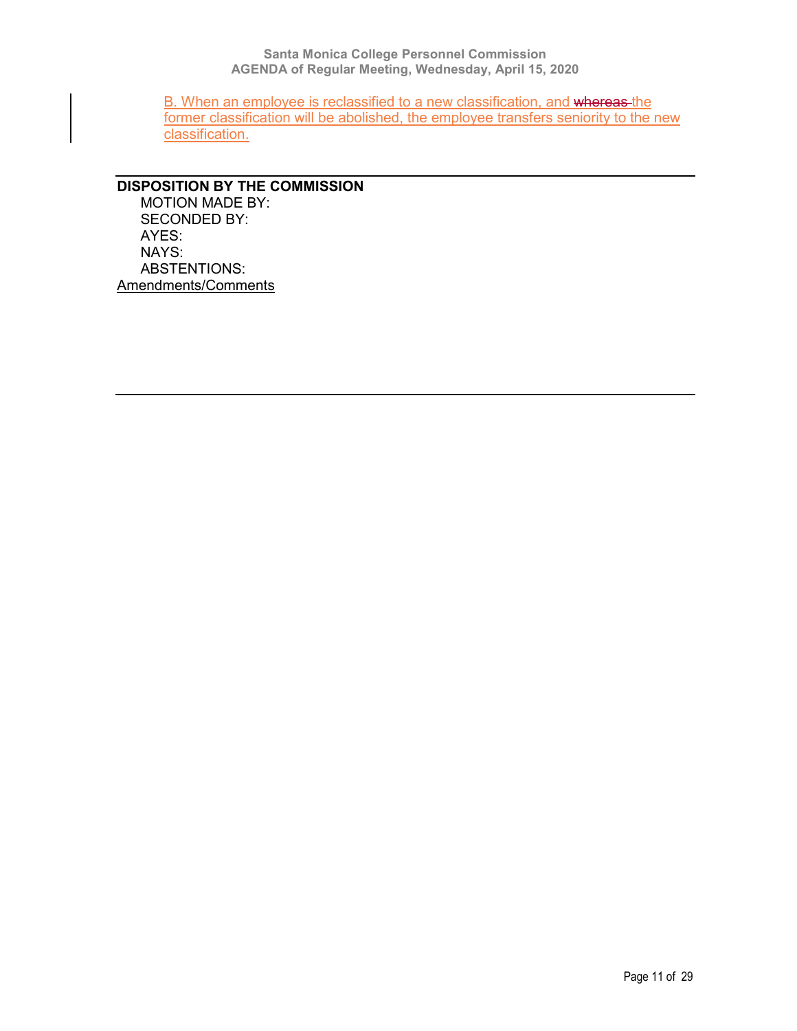B. When an employee is reclassified to a new classification, and ~~whereas~~ the former classification will be abolished, the employee transfers seniority to the new classification.

---

**DISPOSITION BY THE COMMISSION**

MOTION MADE BY:
SECONDED BY:
AYES:
NAYS:
ABSTENTIONS:

Amendments/Comments

---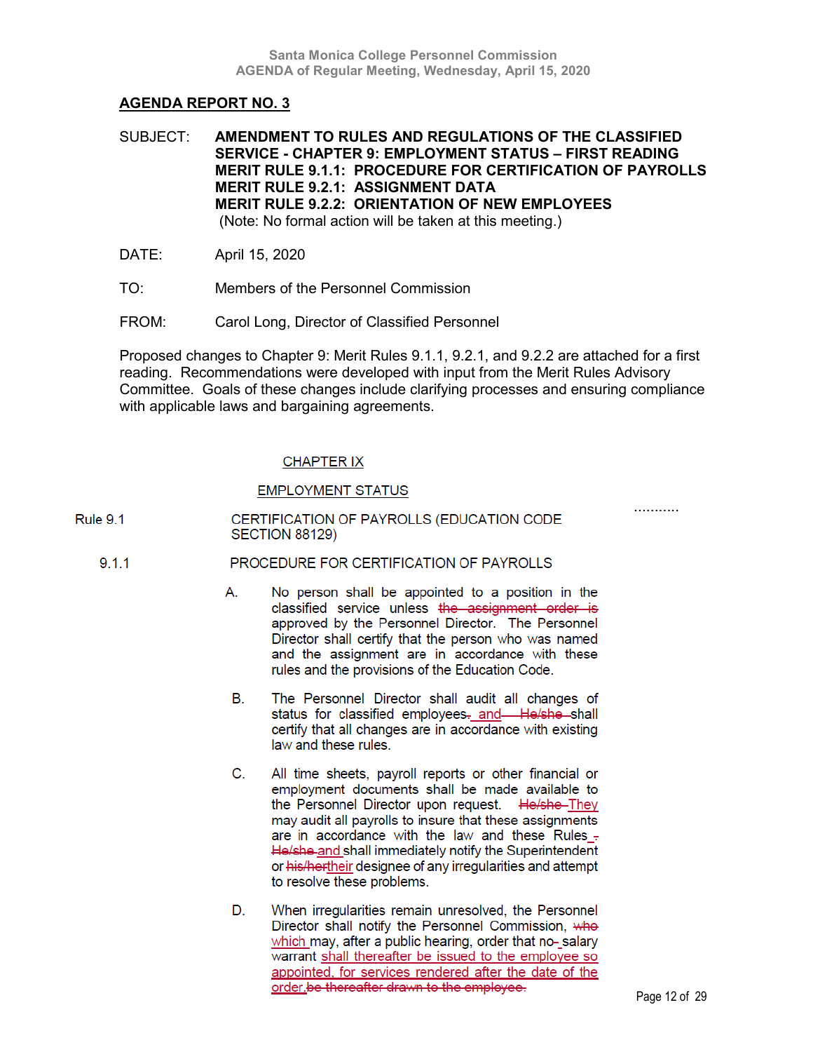## AGENDA REPORT NO. 3

**SUBJECT:** **AMENDMENT TO RULES AND REGULATIONS OF THE CLASSIFIED SERVICE - CHAPTER 9: EMPLOYMENT STATUS – FIRST READING**
**MERIT RULE 9.1.1: PROCEDURE FOR CERTIFICATION OF PAYROLLS**
**MERIT RULE 9.2.1: ASSIGNMENT DATA**
**MERIT RULE 9.2.2: ORIENTATION OF NEW EMPLOYEES**
(Note: No formal action will be taken at this meeting.)

**DATE:** April 15, 2020

**TO:** Members of the Personnel Commission

**FROM:** Carol Long, Director of Classified Personnel

Proposed changes to Chapter 9: Merit Rules 9.1.1, 9.2.1, and 9.2.2 are attached for a first reading. Recommendations were developed with input from the Merit Rules Advisory Committee. Goals of these changes include clarifying processes and ensuring compliance with applicable laws and bargaining agreements.

CHAPTER IX

EMPLOYMENT STATUS

...........

Rule 9.1 CERTIFICATION OF PAYROLLS (EDUCATION CODE SECTION 88129)

9.1.1 PROCEDURE FOR CERTIFICATION OF PAYROLLS

A. No person shall be appointed to a position in the classified service unless ~~the assignment order is~~ approved by the Personnel Director. The Personnel Director shall certify that the person who was named and the assignment are in accordance with these rules and the provisions of the Education Code.

B. The Personnel Director shall audit all changes of status for classified employees~~.~~ and ~~He/she~~ shall certify that all changes are in accordance with existing law and these rules.

C. All time sheets, payroll reports or other financial or employment documents shall be made available to the Personnel Director upon request. ~~He/she~~ They may audit all payrolls to insure that these assignments are in accordance with the law and these Rules ~~. He/she~~ and shall immediately notify the Superintendent or ~~his/her~~their designee of any irregularities and attempt to resolve these problems.

D. When irregularities remain unresolved, the Personnel Director shall notify the Personnel Commission, ~~who~~ which may, after a public hearing, order that no ~~-~~ salary warrant shall thereafter be issued to the employee so appointed, for services rendered after the date of the order. ~~be thereafter drawn to the employee.~~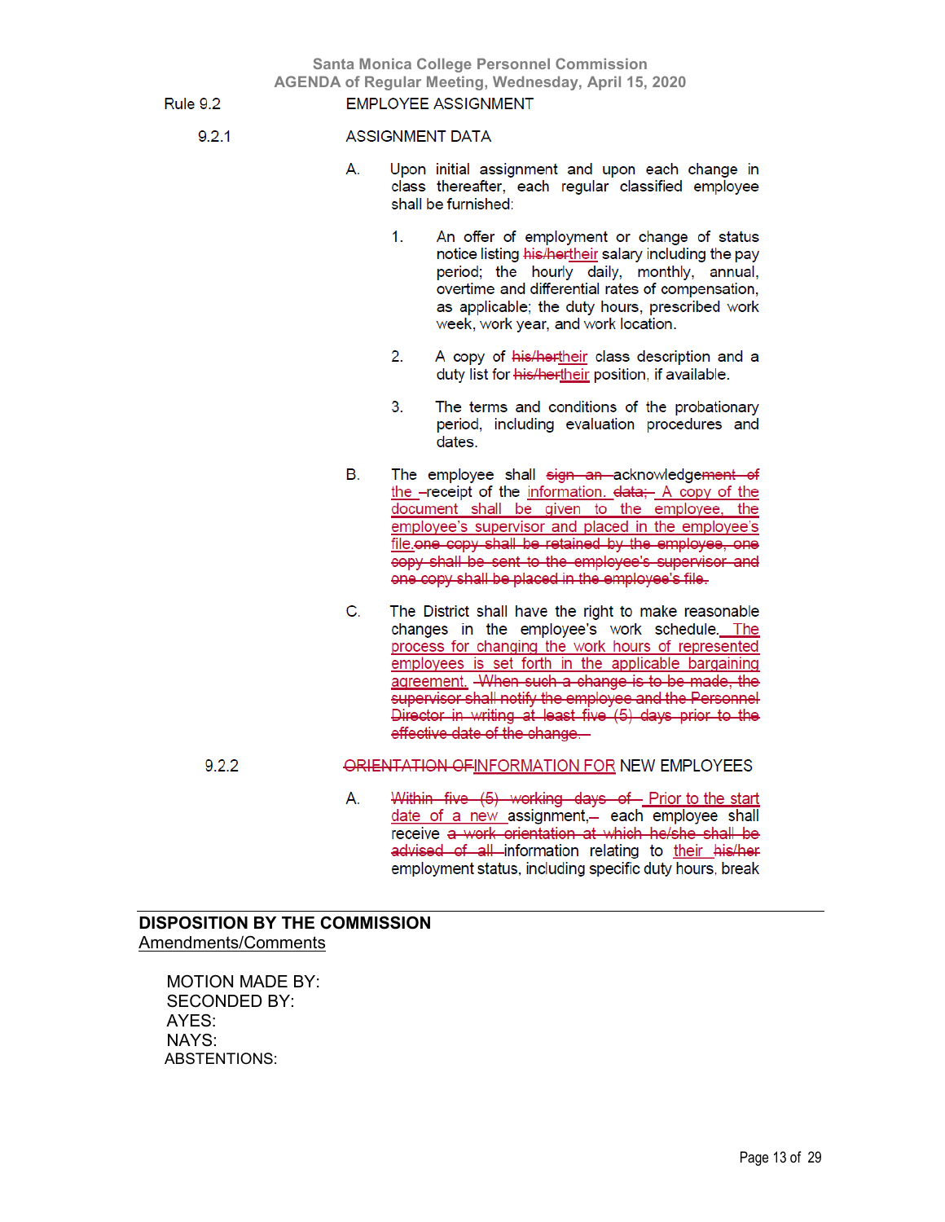Rule 9.2 EMPLOYEE ASSIGNMENT

9.2.1 ASSIGNMENT DATA

A. Upon initial assignment and upon each change in class thereafter, each regular classified employee shall be furnished:

1. An offer of employment or change of status notice listing ~~his/her~~their salary including the pay period; the hourly daily, monthly, annual, overtime and differential rates of compensation, as applicable; the duty hours, prescribed work week, work year, and work location.

2. A copy of ~~his/her~~their class description and a duty list for ~~his/her~~their position, if available.

3. The terms and conditions of the probationary period, including evaluation procedures and dates.

B. The employee shall ~~sign an~~ acknowledge~~ment of~~ the ~~-~~receipt of the information. ~~data;~~ A copy of the document shall be given to the employee, the employee's supervisor and placed in the employee's file. ~~one copy shall be retained by the employee, one copy shall be sent to the employee's supervisor and one copy shall be placed in the employee's file.~~

C. The District shall have the right to make reasonable changes in the employee's work schedule. The process for changing the work hours of represented employees is set forth in the applicable bargaining agreement. ~~When such a change is to be made, the supervisor shall notify the employee and the Personnel Director in writing at least five (5) days prior to the effective date of the change.~~

9.2.2 ~~ORIENTATION OF~~INFORMATION FOR NEW EMPLOYEES

A. ~~Within five (5) working days of~~ Prior to the start date of a new assignment, each employee shall receive ~~a work orientation at which he/she shall be advised of all~~ information relating to their ~~his/her~~ employment status, including specific duty hours, break

---

**DISPOSITION BY THE COMMISSION**

Amendments/Comments

MOTION MADE BY:
SECONDED BY:
AYES:
NAYS:
ABSTENTIONS: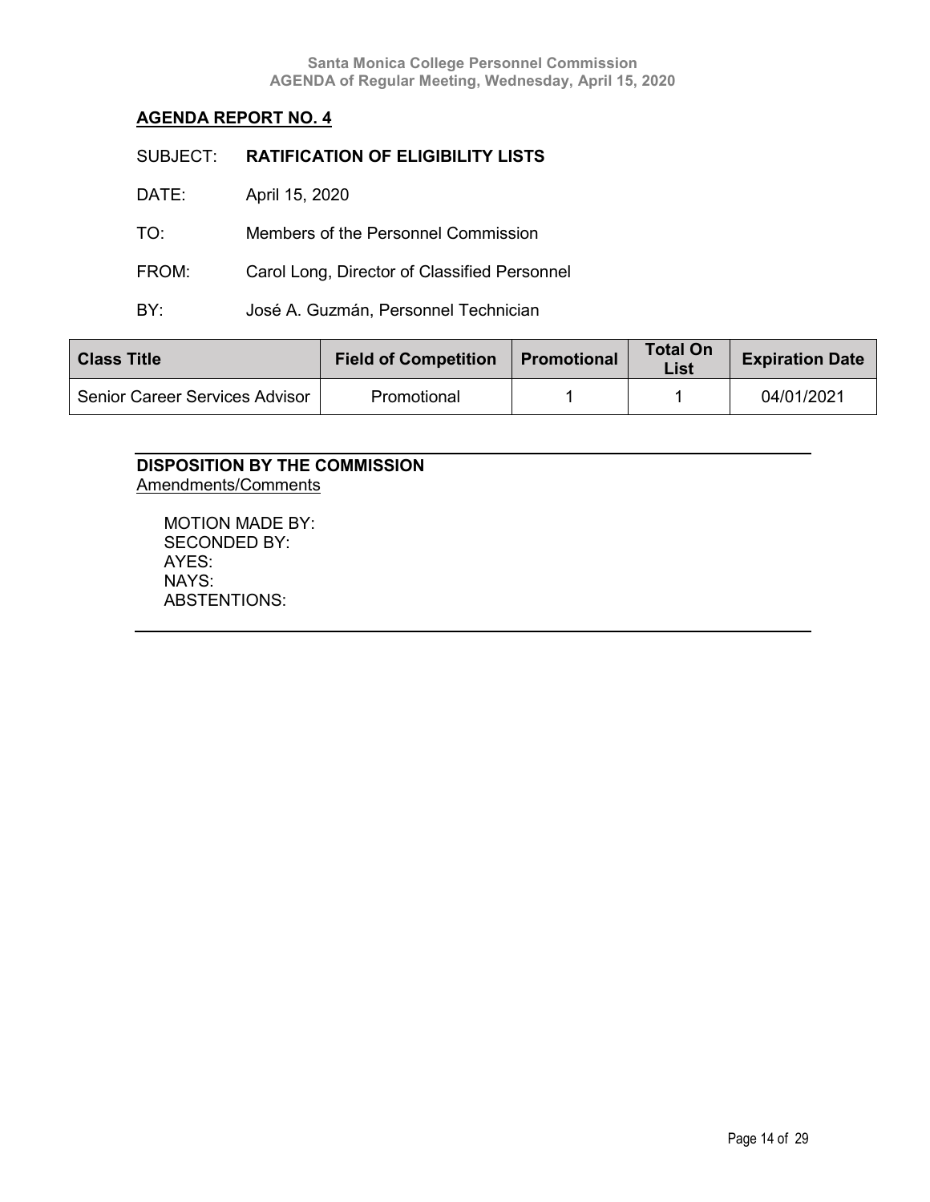## AGENDA REPORT NO. 4

SUBJECT: **RATIFICATION OF ELIGIBILITY LISTS**

DATE: April 15, 2020

TO: Members of the Personnel Commission

FROM: Carol Long, Director of Classified Personnel

BY: José A. Guzmán, Personnel Technician

| Class Title | Field of Competition | Promotional | Total On List | Expiration Date |
|---|---|---|---|---|
| Senior Career Services Advisor | Promotional | 1 | 1 | 04/01/2021 |

**DISPOSITION BY THE COMMISSION**

Amendments/Comments

MOTION MADE BY:
SECONDED BY:
AYES:
NAYS:
ABSTENTIONS: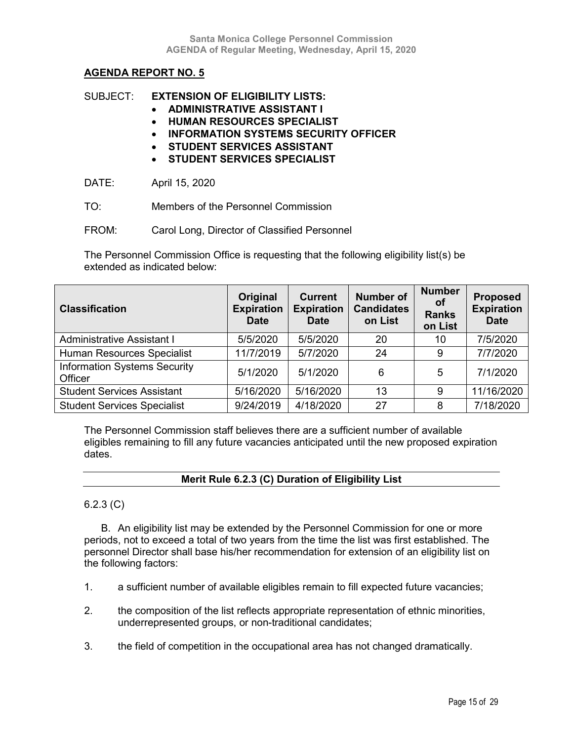## AGENDA REPORT NO. 5

SUBJECT: **EXTENSION OF ELIGIBILITY LISTS:**

- **ADMINISTRATIVE ASSISTANT I**
- **HUMAN RESOURCES SPECIALIST**
- **INFORMATION SYSTEMS SECURITY OFFICER**
- **STUDENT SERVICES ASSISTANT**
- **STUDENT SERVICES SPECIALIST**

DATE: April 15, 2020

TO: Members of the Personnel Commission

FROM: Carol Long, Director of Classified Personnel

The Personnel Commission Office is requesting that the following eligibility list(s) be extended as indicated below:

| Classification | Original Expiration Date | Current Expiration Date | Number of Candidates on List | Number of Ranks on List | Proposed Expiration Date |
|---|---|---|---|---|---|
| Administrative Assistant I | 5/5/2020 | 5/5/2020 | 20 | 10 | 7/5/2020 |
| Human Resources Specialist | 11/7/2019 | 5/7/2020 | 24 | 9 | 7/7/2020 |
| Information Systems Security Officer | 5/1/2020 | 5/1/2020 | 6 | 5 | 7/1/2020 |
| Student Services Assistant | 5/16/2020 | 5/16/2020 | 13 | 9 | 11/16/2020 |
| Student Services Specialist | 9/24/2019 | 4/18/2020 | 27 | 8 | 7/18/2020 |

The Personnel Commission staff believes there are a sufficient number of available eligibles remaining to fill any future vacancies anticipated until the new proposed expiration dates.

### Merit Rule 6.2.3 (C) Duration of Eligibility List

6.2.3 (C)

B. An eligibility list may be extended by the Personnel Commission for one or more periods, not to exceed a total of two years from the time the list was first established. The personnel Director shall base his/her recommendation for extension of an eligibility list on the following factors:

1. a sufficient number of available eligibles remain to fill expected future vacancies;
2. the composition of the list reflects appropriate representation of ethnic minorities, underrepresented groups, or non-traditional candidates;
3. the field of competition in the occupational area has not changed dramatically.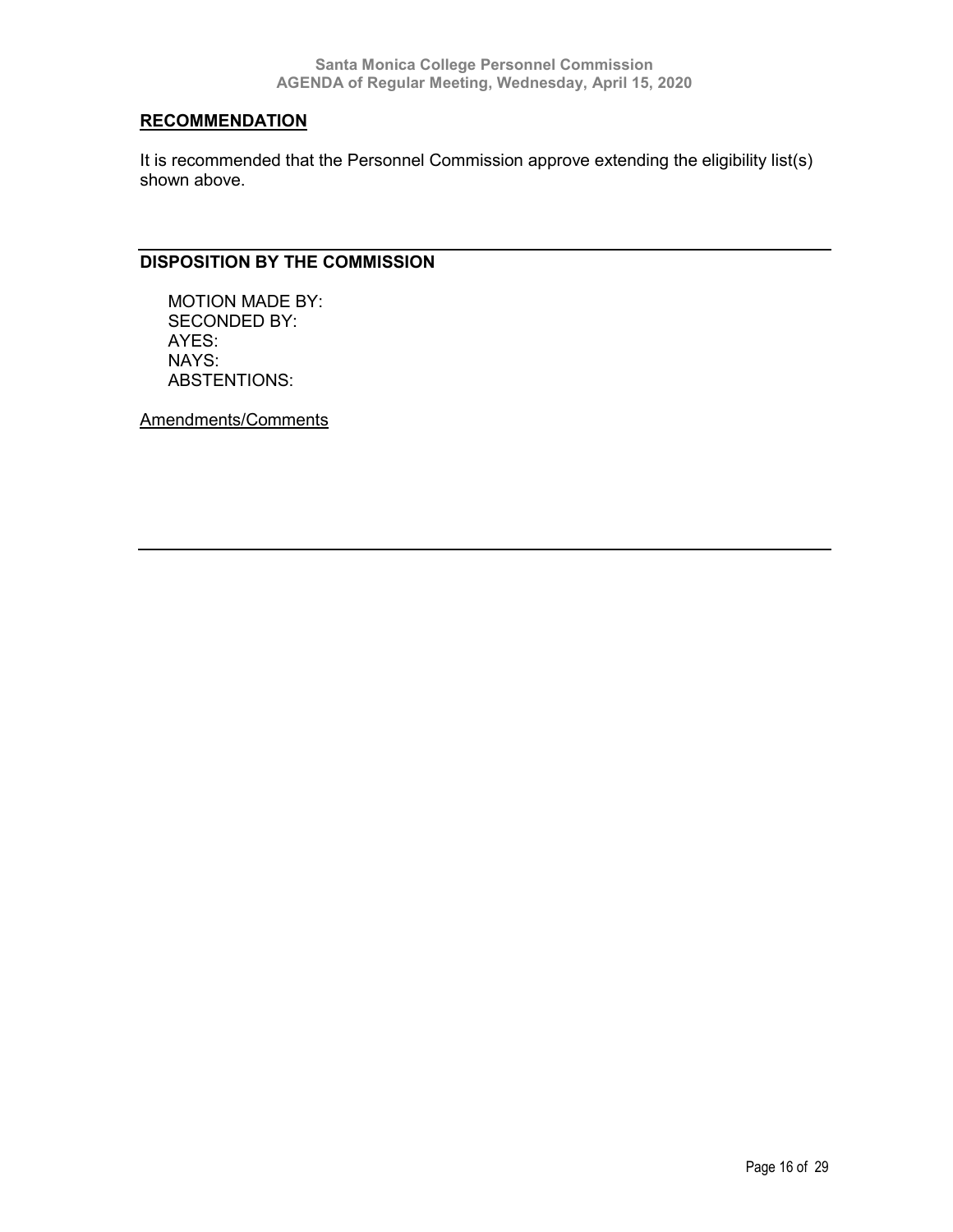## RECOMMENDATION

It is recommended that the Personnel Commission approve extending the eligibility list(s) shown above.

---

## DISPOSITION BY THE COMMISSION

MOTION MADE BY:
SECONDED BY:
AYES:
NAYS:
ABSTENTIONS:

Amendments/Comments

---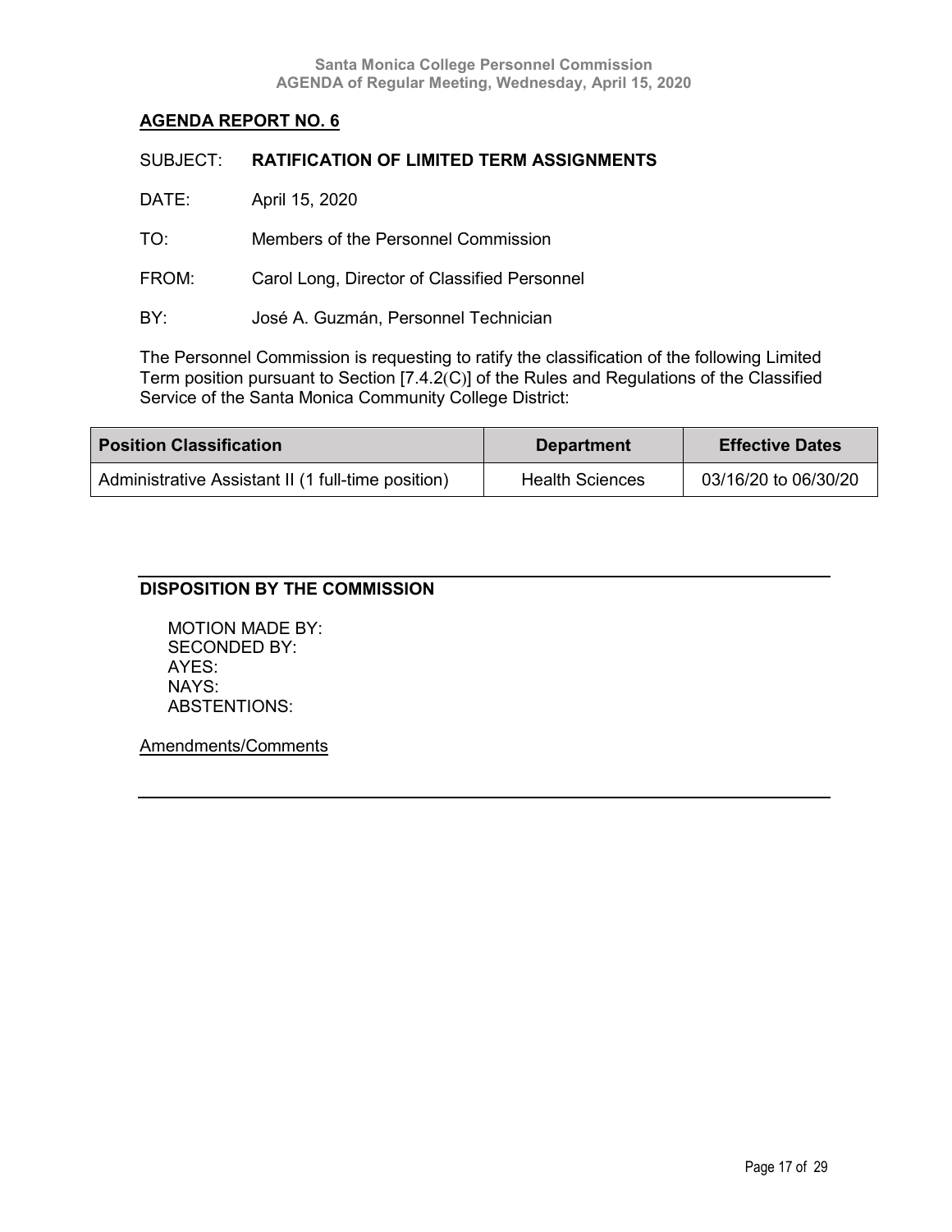## AGENDA REPORT NO. 6

SUBJECT: **RATIFICATION OF LIMITED TERM ASSIGNMENTS**

DATE: April 15, 2020

TO: Members of the Personnel Commission

FROM: Carol Long, Director of Classified Personnel

BY: José A. Guzmán, Personnel Technician

The Personnel Commission is requesting to ratify the classification of the following Limited Term position pursuant to Section [7.4.2(C)] of the Rules and Regulations of the Classified Service of the Santa Monica Community College District:

| Position Classification | Department | Effective Dates |
|---|---|---|
| Administrative Assistant II (1 full-time position) | Health Sciences | 03/16/20 to 06/30/20 |

---

**DISPOSITION BY THE COMMISSION**

MOTION MADE BY:
SECONDED BY:
AYES:
NAYS:
ABSTENTIONS:

Amendments/Comments

---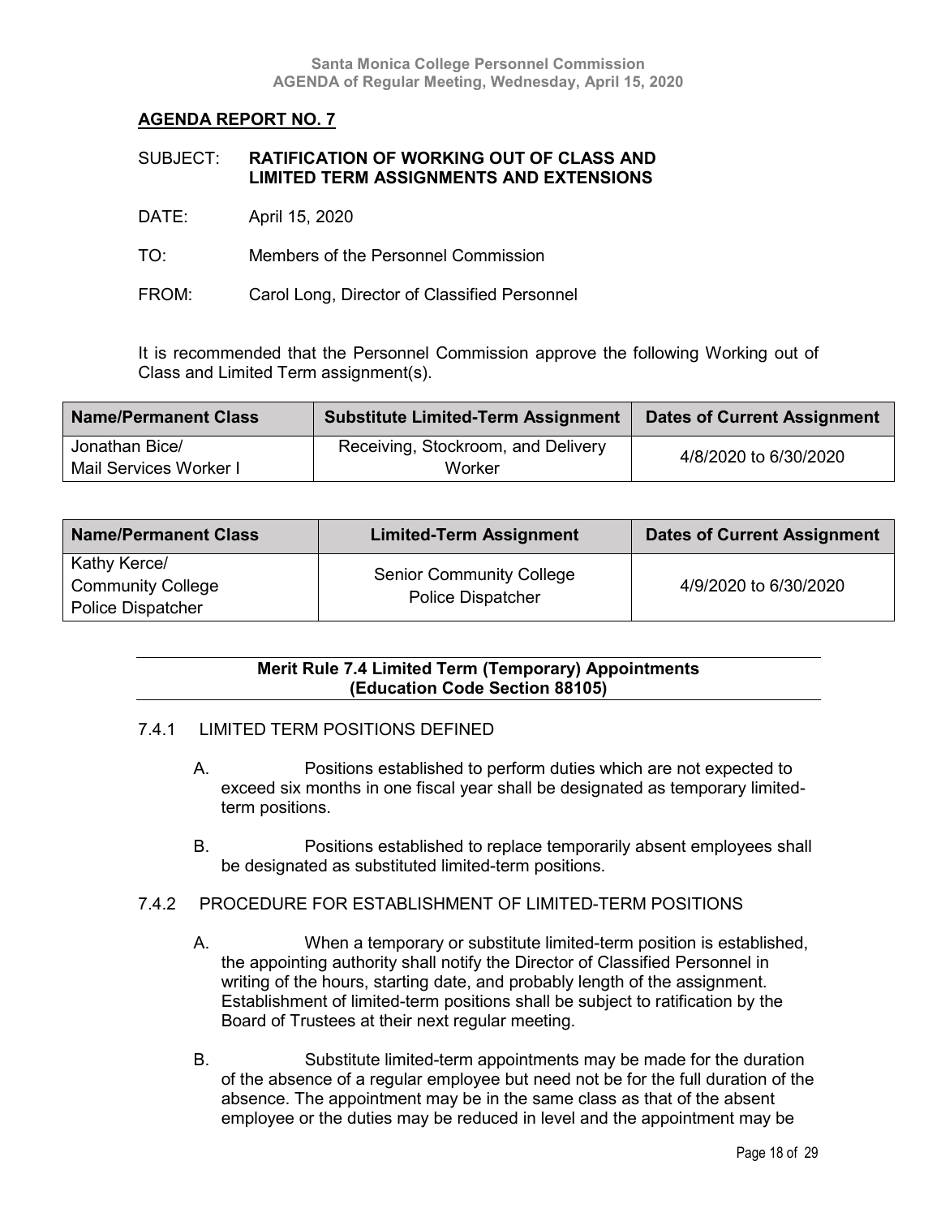## AGENDA REPORT NO. 7

SUBJECT: **RATIFICATION OF WORKING OUT OF CLASS AND LIMITED TERM ASSIGNMENTS AND EXTENSIONS**

DATE: April 15, 2020

TO: Members of the Personnel Commission

FROM: Carol Long, Director of Classified Personnel

It is recommended that the Personnel Commission approve the following Working out of Class and Limited Term assignment(s).

| Name/Permanent Class | Substitute Limited-Term Assignment | Dates of Current Assignment |
|---|---|---|
| Jonathan Bice/ Mail Services Worker I | Receiving, Stockroom, and Delivery Worker | 4/8/2020 to 6/30/2020 |

| Name/Permanent Class | Limited-Term Assignment | Dates of Current Assignment |
|---|---|---|
| Kathy Kerce/ Community College Police Dispatcher | Senior Community College Police Dispatcher | 4/9/2020 to 6/30/2020 |

**Merit Rule 7.4 Limited Term (Temporary) Appointments (Education Code Section 88105)**

7.4.1 LIMITED TERM POSITIONS DEFINED

A. Positions established to perform duties which are not expected to exceed six months in one fiscal year shall be designated as temporary limited-term positions.

B. Positions established to replace temporarily absent employees shall be designated as substituted limited-term positions.

7.4.2 PROCEDURE FOR ESTABLISHMENT OF LIMITED-TERM POSITIONS

A. When a temporary or substitute limited-term position is established, the appointing authority shall notify the Director of Classified Personnel in writing of the hours, starting date, and probably length of the assignment. Establishment of limited-term positions shall be subject to ratification by the Board of Trustees at their next regular meeting.

B. Substitute limited-term appointments may be made for the duration of the absence of a regular employee but need not be for the full duration of the absence. The appointment may be in the same class as that of the absent employee or the duties may be reduced in level and the appointment may be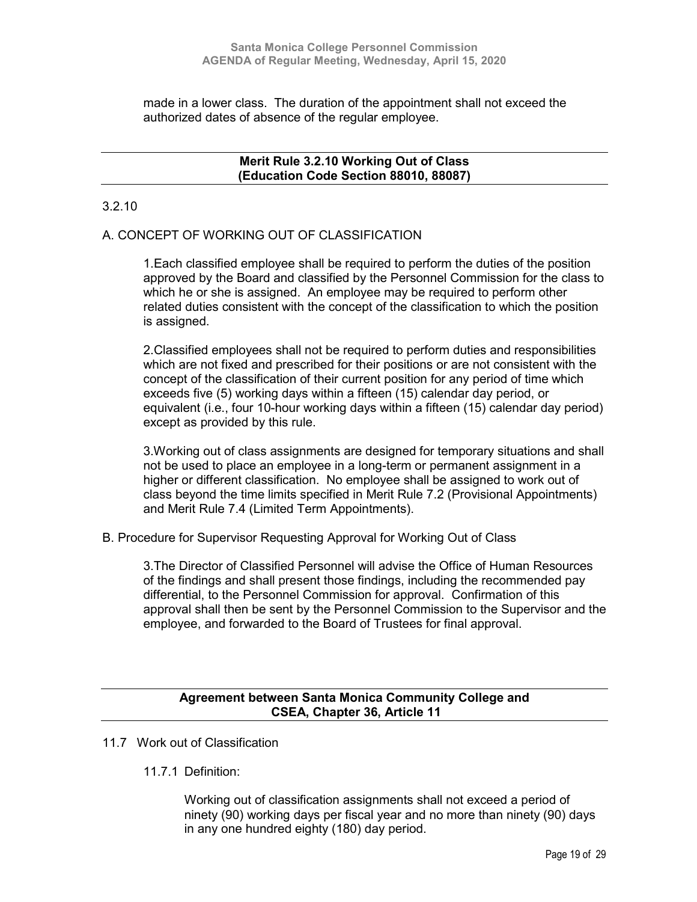made in a lower class. The duration of the appointment shall not exceed the authorized dates of absence of the regular employee.

---

**Merit Rule 3.2.10 Working Out of Class**
**(Education Code Section 88010, 88087)**

---

3.2.10

A. CONCEPT OF WORKING OUT OF CLASSIFICATION

1.Each classified employee shall be required to perform the duties of the position approved by the Board and classified by the Personnel Commission for the class to which he or she is assigned. An employee may be required to perform other related duties consistent with the concept of the classification to which the position is assigned.

2.Classified employees shall not be required to perform duties and responsibilities which are not fixed and prescribed for their positions or are not consistent with the concept of the classification of their current position for any period of time which exceeds five (5) working days within a fifteen (15) calendar day period, or equivalent (i.e., four 10-hour working days within a fifteen (15) calendar day period) except as provided by this rule.

3.Working out of class assignments are designed for temporary situations and shall not be used to place an employee in a long-term or permanent assignment in a higher or different classification. No employee shall be assigned to work out of class beyond the time limits specified in Merit Rule 7.2 (Provisional Appointments) and Merit Rule 7.4 (Limited Term Appointments).

B. Procedure for Supervisor Requesting Approval for Working Out of Class

3.The Director of Classified Personnel will advise the Office of Human Resources of the findings and shall present those findings, including the recommended pay differential, to the Personnel Commission for approval. Confirmation of this approval shall then be sent by the Personnel Commission to the Supervisor and the employee, and forwarded to the Board of Trustees for final approval.

---

**Agreement between Santa Monica Community College and**
**CSEA, Chapter 36, Article 11**

---

11.7 Work out of Classification

11.7.1 Definition:

Working out of classification assignments shall not exceed a period of ninety (90) working days per fiscal year and no more than ninety (90) days in any one hundred eighty (180) day period.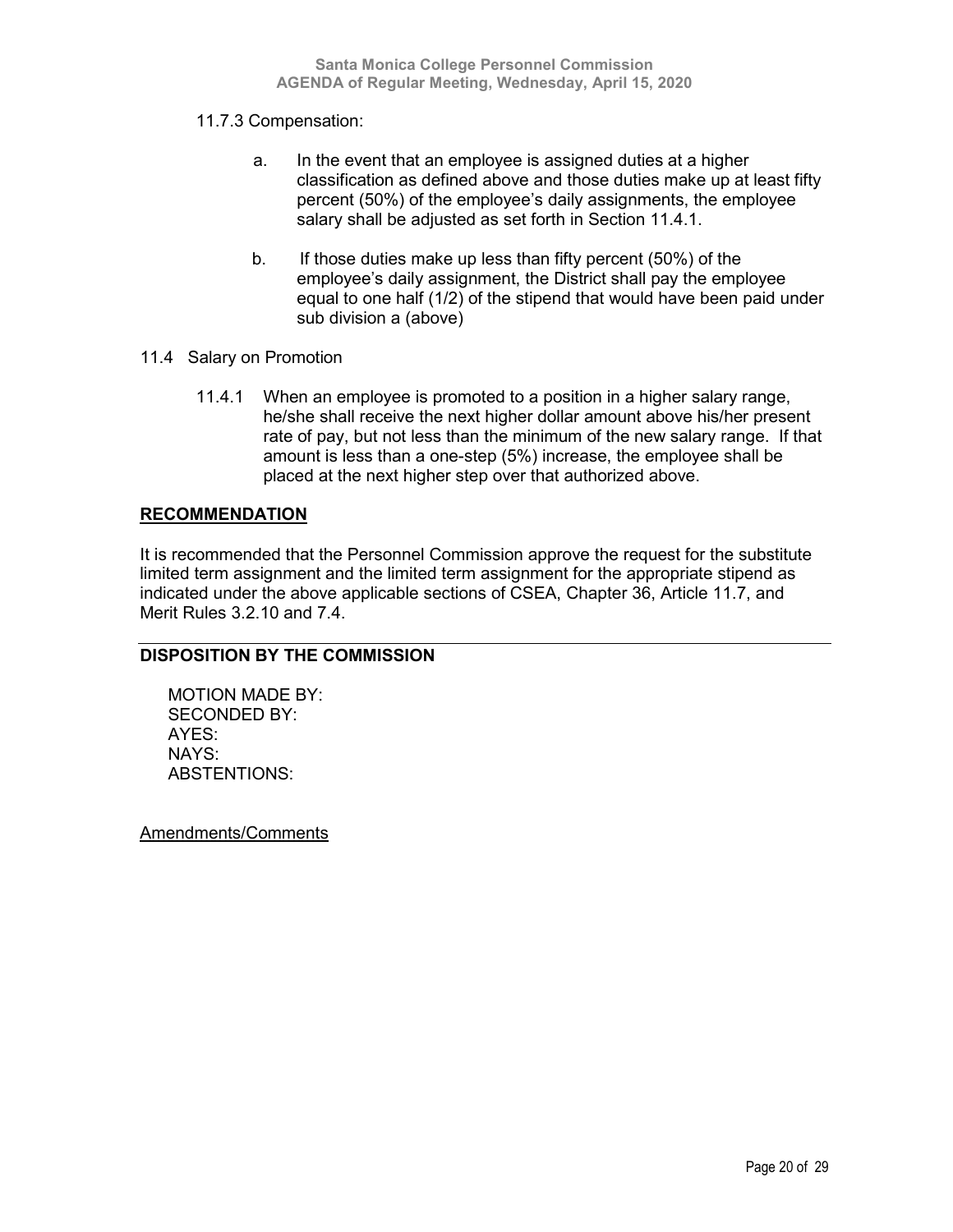11.7.3 Compensation:

a. In the event that an employee is assigned duties at a higher classification as defined above and those duties make up at least fifty percent (50%) of the employee's daily assignments, the employee salary shall be adjusted as set forth in Section 11.4.1.

b. If those duties make up less than fifty percent (50%) of the employee's daily assignment, the District shall pay the employee equal to one half (1/2) of the stipend that would have been paid under sub division a (above)

11.4 Salary on Promotion

11.4.1 When an employee is promoted to a position in a higher salary range, he/she shall receive the next higher dollar amount above his/her present rate of pay, but not less than the minimum of the new salary range. If that amount is less than a one-step (5%) increase, the employee shall be placed at the next higher step over that authorized above.

## RECOMMENDATION

It is recommended that the Personnel Commission approve the request for the substitute limited term assignment and the limited term assignment for the appropriate stipend as indicated under the above applicable sections of CSEA, Chapter 36, Article 11.7, and Merit Rules 3.2.10 and 7.4.

---

## DISPOSITION BY THE COMMISSION

MOTION MADE BY:
SECONDED BY:
AYES:
NAYS:
ABSTENTIONS:

Amendments/Comments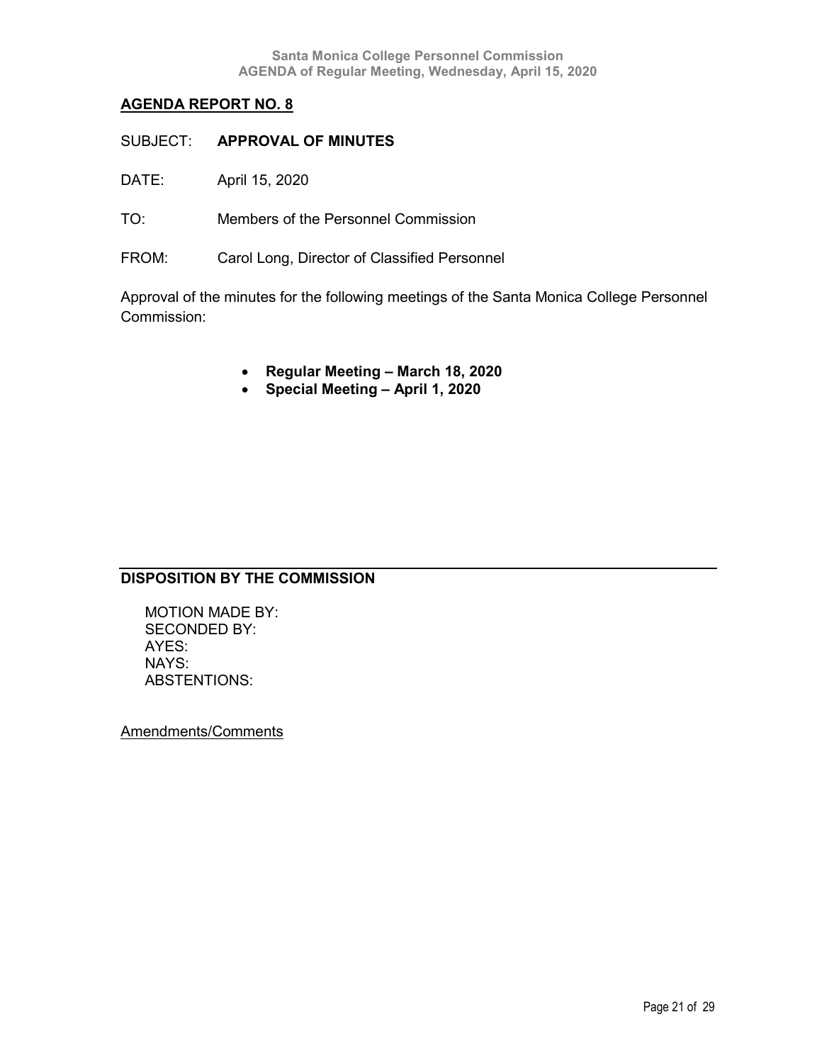## AGENDA REPORT NO. 8

SUBJECT: **APPROVAL OF MINUTES**

DATE: April 15, 2020

TO: Members of the Personnel Commission

FROM: Carol Long, Director of Classified Personnel

Approval of the minutes for the following meetings of the Santa Monica College Personnel Commission:

- **Regular Meeting – March 18, 2020**
- **Special Meeting – April 1, 2020**

---

### DISPOSITION BY THE COMMISSION

MOTION MADE BY:
SECONDED BY:
AYES:
NAYS:
ABSTENTIONS:

Amendments/Comments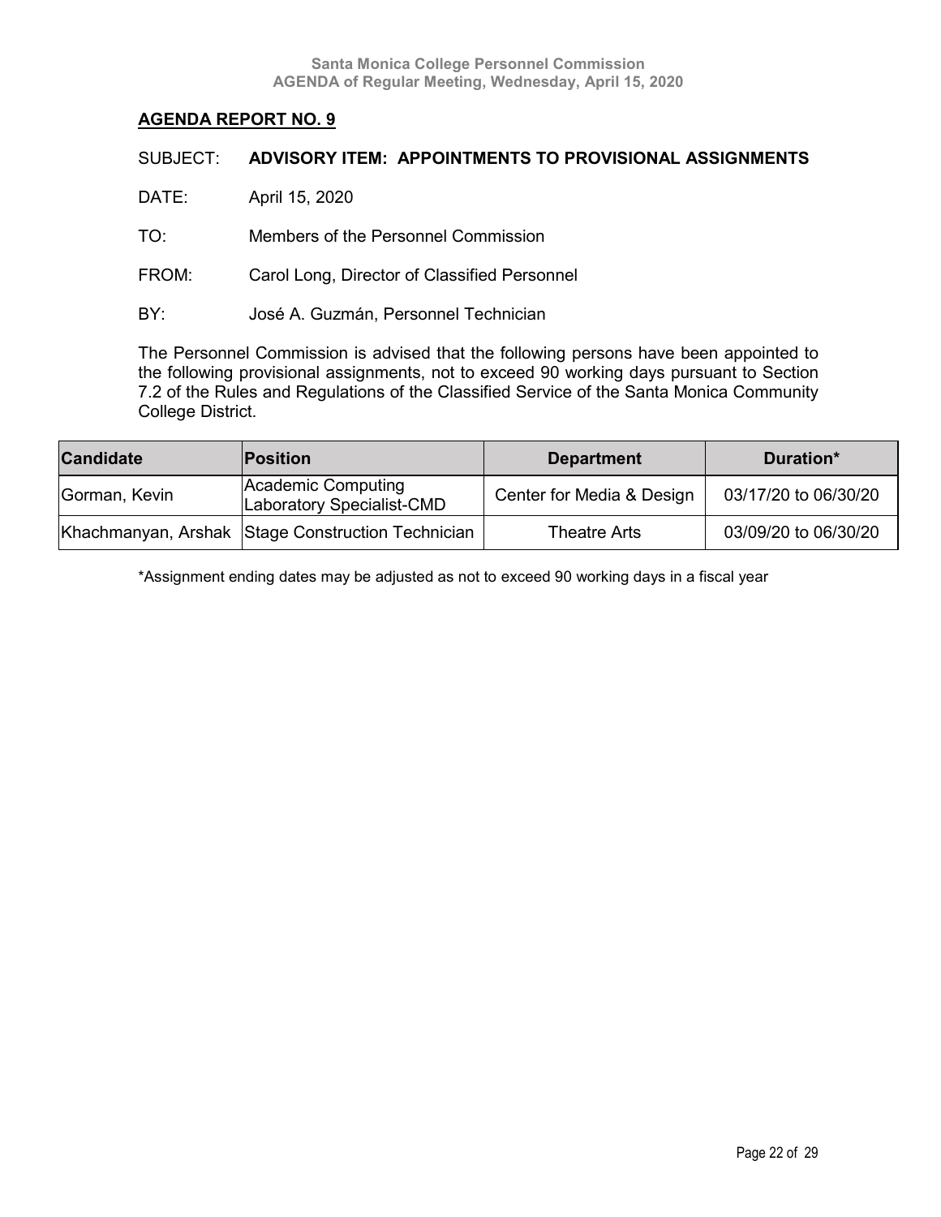## AGENDA REPORT NO. 9

SUBJECT: **ADVISORY ITEM: APPOINTMENTS TO PROVISIONAL ASSIGNMENTS**

DATE: April 15, 2020

TO: Members of the Personnel Commission

FROM: Carol Long, Director of Classified Personnel

BY: José A. Guzmán, Personnel Technician

The Personnel Commission is advised that the following persons have been appointed to the following provisional assignments, not to exceed 90 working days pursuant to Section 7.2 of the Rules and Regulations of the Classified Service of the Santa Monica Community College District.

| Candidate | Position | Department | Duration* |
|---|---|---|---|
| Gorman, Kevin | Academic Computing Laboratory Specialist-CMD | Center for Media & Design | 03/17/20 to 06/30/20 |
| Khachmanyan, Arshak | Stage Construction Technician | Theatre Arts | 03/09/20 to 06/30/20 |

*Assignment ending dates may be adjusted as not to exceed 90 working days in a fiscal year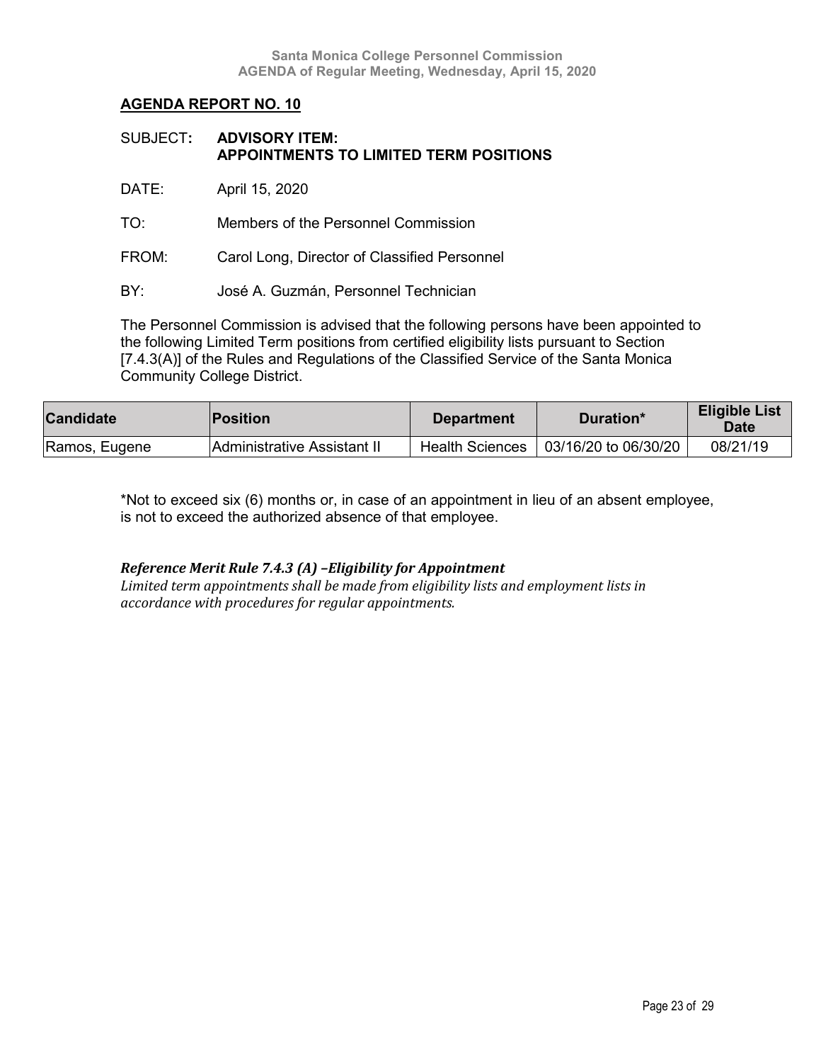## AGENDA REPORT NO. 10

SUBJECT: **ADVISORY ITEM: APPOINTMENTS TO LIMITED TERM POSITIONS**

DATE: April 15, 2020

TO: Members of the Personnel Commission

FROM: Carol Long, Director of Classified Personnel

BY: José A. Guzmán, Personnel Technician

The Personnel Commission is advised that the following persons have been appointed to the following Limited Term positions from certified eligibility lists pursuant to Section [7.4.3(A)] of the Rules and Regulations of the Classified Service of the Santa Monica Community College District.

| Candidate | Position | Department | Duration* | Eligible List Date |
|---|---|---|---|---|
| Ramos, Eugene | Administrative Assistant II | Health Sciences | 03/16/20 to 06/30/20 | 08/21/19 |

*Not to exceed six (6) months or, in case of an appointment in lieu of an absent employee, is not to exceed the authorized absence of that employee.

***Reference Merit Rule 7.4.3 (A) –Eligibility for Appointment***

*Limited term appointments shall be made from eligibility lists and employment lists in accordance with procedures for regular appointments.*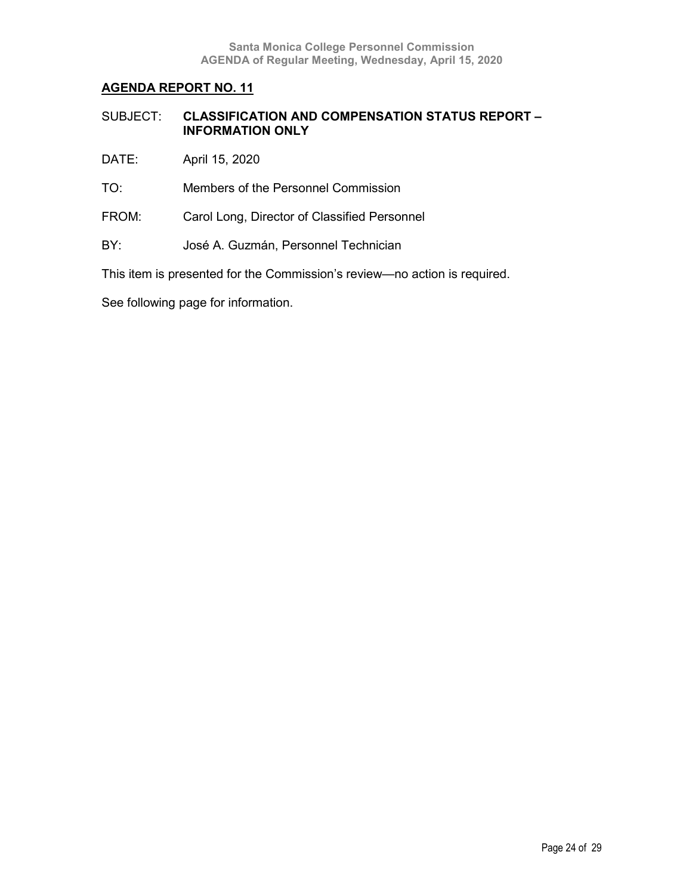## AGENDA REPORT NO. 11

SUBJECT: **CLASSIFICATION AND COMPENSATION STATUS REPORT – INFORMATION ONLY**

DATE: April 15, 2020

TO: Members of the Personnel Commission

FROM: Carol Long, Director of Classified Personnel

BY: José A. Guzmán, Personnel Technician

This item is presented for the Commission's review—no action is required.

See following page for information.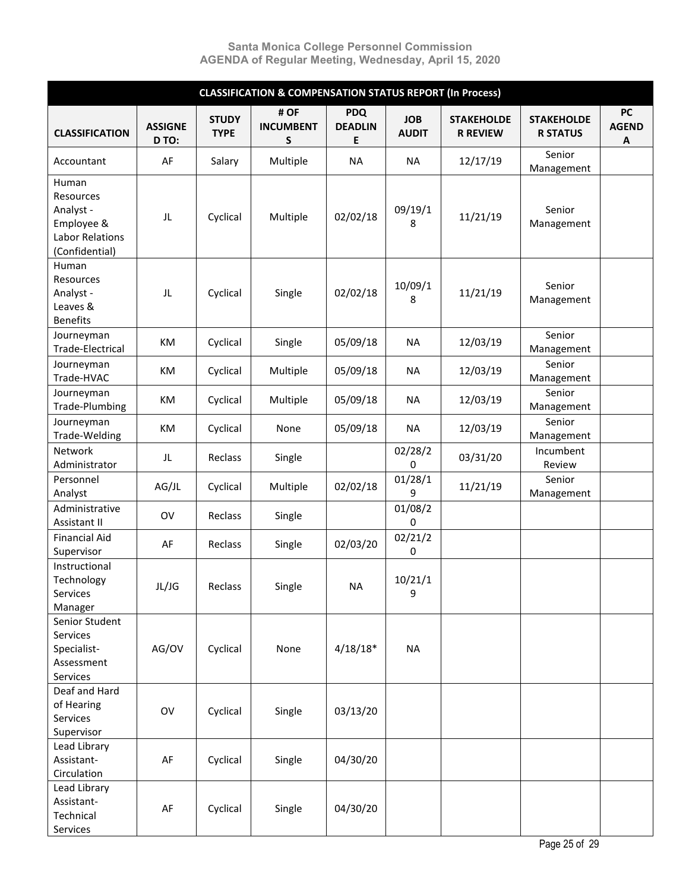Santa Monica College Personnel Commission
AGENDA of Regular Meeting, Wednesday, April 15, 2020

| CLASSIFICATION & COMPENSATION STATUS REPORT (In Process) | | | | | | | | |
|---|---|---|---|---|---|---|---|---|
| CLASSIFICATION | ASSIGNED TO: | STUDY TYPE | # OF INCUMBENTS | PDQ DEADLINE | JOB AUDIT | STAKEHOLDER REVIEW | STAKEHOLDER STATUS | PC AGENDA |
| Accountant | AF | Salary | Multiple | NA | NA | 12/17/19 | Senior Management | |
| Human Resources Analyst - Employee & Labor Relations (Confidential) | JL | Cyclical | Multiple | 02/02/18 | 09/19/18 | 11/21/19 | Senior Management | |
| Human Resources Analyst - Leaves & Benefits | JL | Cyclical | Single | 02/02/18 | 10/09/18 | 11/21/19 | Senior Management | |
| Journeyman Trade-Electrical | KM | Cyclical | Single | 05/09/18 | NA | 12/03/19 | Senior Management | |
| Journeyman Trade-HVAC | KM | Cyclical | Multiple | 05/09/18 | NA | 12/03/19 | Senior Management | |
| Journeyman Trade-Plumbing | KM | Cyclical | Multiple | 05/09/18 | NA | 12/03/19 | Senior Management | |
| Journeyman Trade-Welding | KM | Cyclical | None | 05/09/18 | NA | 12/03/19 | Senior Management | |
| Network Administrator | JL | Reclass | Single | | 02/28/20 | 03/31/20 | Incumbent Review | |
| Personnel Analyst | AG/JL | Cyclical | Multiple | 02/02/18 | 01/28/19 | 11/21/19 | Senior Management | |
| Administrative Assistant II | OV | Reclass | Single | | 01/08/20 | | | |
| Financial Aid Supervisor | AF | Reclass | Single | 02/03/20 | 02/21/20 | | | |
| Instructional Technology Services Manager | JL/JG | Reclass | Single | NA | 10/21/19 | | | |
| Senior Student Services Specialist-Assessment Services | AG/OV | Cyclical | None | 4/18/18* | NA | | | |
| Deaf and Hard of Hearing Services Supervisor | OV | Cyclical | Single | 03/13/20 | | | | |
| Lead Library Assistant-Circulation | AF | Cyclical | Single | 04/30/20 | | | | |
| Lead Library Assistant-Technical Services | AF | Cyclical | Single | 04/30/20 | | | | |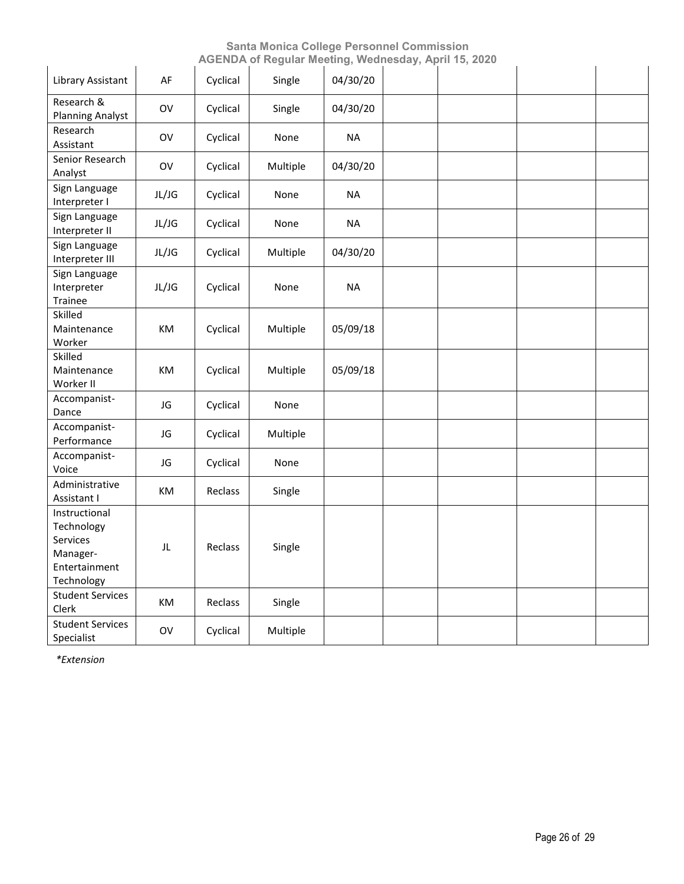| | | | | | | | | |
|---|---|---|---|---|---|---|---|---|
| Library Assistant | AF | Cyclical | Single | 04/30/20 | | | | |
| Research & Planning Analyst | OV | Cyclical | Single | 04/30/20 | | | | |
| Research Assistant | OV | Cyclical | None | NA | | | | |
| Senior Research Analyst | OV | Cyclical | Multiple | 04/30/20 | | | | |
| Sign Language Interpreter I | JL/JG | Cyclical | None | NA | | | | |
| Sign Language Interpreter II | JL/JG | Cyclical | None | NA | | | | |
| Sign Language Interpreter III | JL/JG | Cyclical | Multiple | 04/30/20 | | | | |
| Sign Language Interpreter Trainee | JL/JG | Cyclical | None | NA | | | | |
| Skilled Maintenance Worker | KM | Cyclical | Multiple | 05/09/18 | | | | |
| Skilled Maintenance Worker II | KM | Cyclical | Multiple | 05/09/18 | | | | |
| Accompanist-Dance | JG | Cyclical | None | | | | | |
| Accompanist-Performance | JG | Cyclical | Multiple | | | | | |
| Accompanist-Voice | JG | Cyclical | None | | | | | |
| Administrative Assistant I | KM | Reclass | Single | | | | | |
| Instructional Technology Services Manager-Entertainment Technology | JL | Reclass | Single | | | | | |
| Student Services Clerk | KM | Reclass | Single | | | | | |
| Student Services Specialist | OV | Cyclical | Multiple | | | | | |

*\*Extension*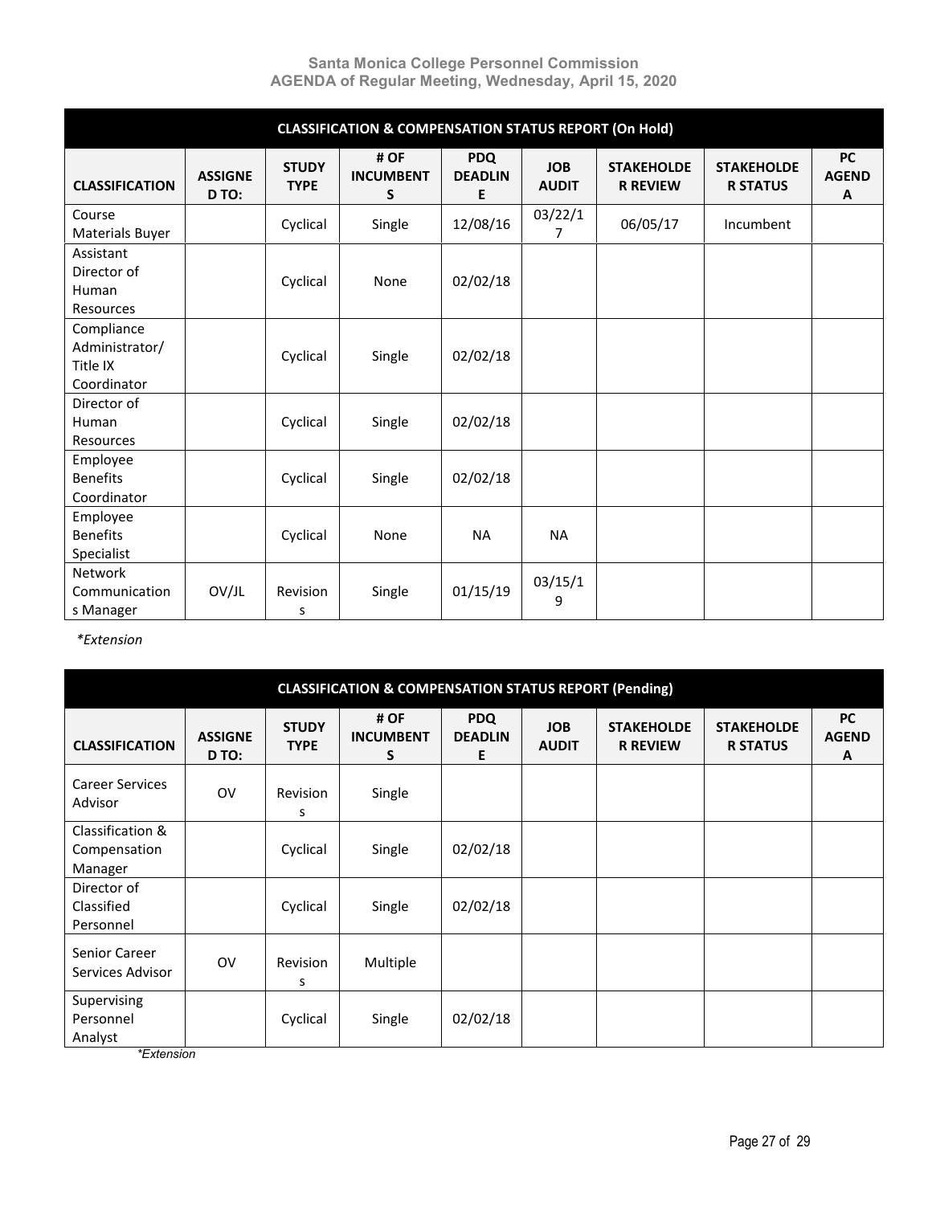| CLASSIFICATION & COMPENSATION STATUS REPORT (On Hold) | | | | | | | | |
|---|---|---|---|---|---|---|---|---|
| **CLASSIFICATION** | **ASSIGNED TO:** | **STUDY TYPE** | **# OF INCUMBENTS** | **PDQ DEADLINE** | **JOB AUDIT** | **STAKEHOLDER REVIEW** | **STAKEHOLDER STATUS** | **PC AGENDA** |
| Course Materials Buyer | | Cyclical | Single | 12/08/16 | 03/22/17 | 06/05/17 | Incumbent | |
| Assistant Director of Human Resources | | Cyclical | None | 02/02/18 | | | | |
| Compliance Administrator/ Title IX Coordinator | | Cyclical | Single | 02/02/18 | | | | |
| Director of Human Resources | | Cyclical | Single | 02/02/18 | | | | |
| Employee Benefits Coordinator | | Cyclical | Single | 02/02/18 | | | | |
| Employee Benefits Specialist | | Cyclical | None | NA | NA | | | |
| Network Communications Manager | OV/JL | Revisions | Single | 01/15/19 | 03/15/19 | | | |

*\*Extension*

| CLASSIFICATION & COMPENSATION STATUS REPORT (Pending) | | | | | | | | |
|---|---|---|---|---|---|---|---|---|
| **CLASSIFICATION** | **ASSIGNED TO:** | **STUDY TYPE** | **# OF INCUMBENTS** | **PDQ DEADLINE** | **JOB AUDIT** | **STAKEHOLDER REVIEW** | **STAKEHOLDER STATUS** | **PC AGENDA** |
| Career Services Advisor | OV | Revisions | Single | | | | | |
| Classification & Compensation Manager | | Cyclical | Single | 02/02/18 | | | | |
| Director of Classified Personnel | | Cyclical | Single | 02/02/18 | | | | |
| Senior Career Services Advisor | OV | Revisions | Multiple | | | | | |
| Supervising Personnel Analyst | | Cyclical | Single | 02/02/18 | | | | |

*\*Extension*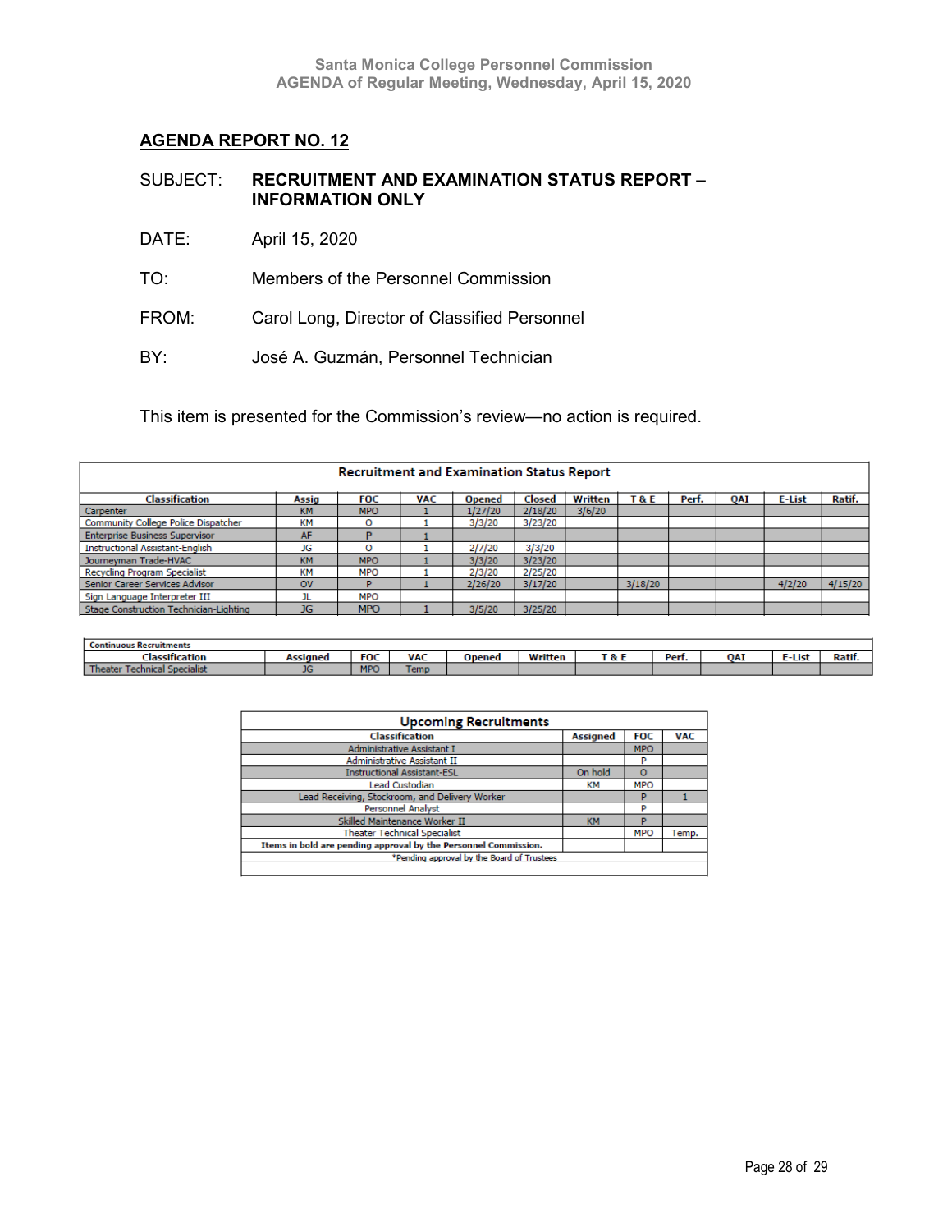## AGENDA REPORT NO. 12

SUBJECT: **RECRUITMENT AND EXAMINATION STATUS REPORT – INFORMATION ONLY**

DATE: April 15, 2020

TO: Members of the Personnel Commission

FROM: Carol Long, Director of Classified Personnel

BY: José A. Guzmán, Personnel Technician

This item is presented for the Commission's review—no action is required.

**Recruitment and Examination Status Report**

| Classification | Assig | FOC | VAC | Opened | Closed | Written | T & E | Perf. | QAI | E-List | Ratif. |
|---|---|---|---|---|---|---|---|---|---|---|---|
| Carpenter | KM | MPO | 1 | 1/27/20 | 2/18/20 | 3/6/20 | | | | | |
| Community College Police Dispatcher | KM | O | 1 | 3/3/20 | 3/23/20 | | | | | | |
| Enterprise Business Supervisor | AF | P | 1 | | | | | | | | |
| Instructional Assistant-English | JG | O | 1 | 2/7/20 | 3/3/20 | | | | | | |
| Journeyman Trade-HVAC | KM | MPO | 1 | 3/3/20 | 3/23/20 | | | | | | |
| Recycling Program Specialist | KM | MPO | 1 | 2/3/20 | 2/25/20 | | | | | | |
| Senior Career Services Advisor | OV | P | 1 | 2/26/20 | 3/17/20 | | 3/18/20 | | | 4/2/20 | 4/15/20 |
| Sign Language Interpreter III | JL | MPO | | | | | | | | | |
| Stage Construction Technician-Lighting | JG | MPO | 1 | 3/5/20 | 3/25/20 | | | | | | |

**Continuous Recruitments**

| Classification | Assigned | FOC | VAC | Opened | Written | T & E | Perf. | QAI | E-List | Ratif. |
|---|---|---|---|---|---|---|---|---|---|---|
| Theater Technical Specialist | JG | MPO | Temp | | | | | | | |

**Upcoming Recruitments**

| Classification | Assigned | FOC | VAC |
|---|---|---|---|
| Administrative Assistant I | | MPO | |
| Administrative Assistant II | | P | |
| Instructional Assistant-ESL | On hold | O | |
| Lead Custodian | KM | MPO | |
| Lead Receiving, Stockroom, and Delivery Worker | | P | 1 |
| Personnel Analyst | | P | |
| Skilled Maintenance Worker II | KM | P | |
| Theater Technical Specialist | | MPO | Temp. |
| **Items in bold are pending approval by the Personnel Commission.** | | | |
| *Pending approval by the Board of Trustees | | | |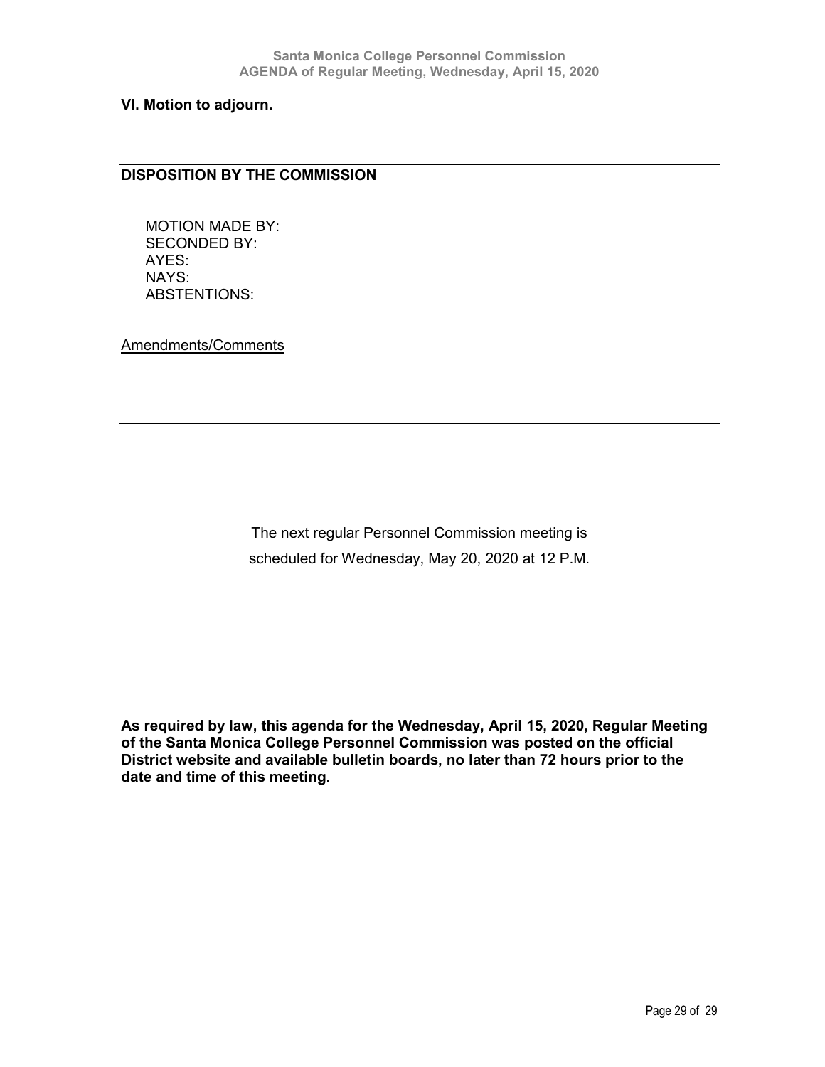**VI. Motion to adjourn.**

---

**DISPOSITION BY THE COMMISSION**

MOTION MADE BY:
SECONDED BY:
AYES:
NAYS:
ABSTENTIONS:

Amendments/Comments

---

The next regular Personnel Commission meeting is scheduled for Wednesday, May 20, 2020 at 12 P.M.

**As required by law, this agenda for the Wednesday, April 15, 2020, Regular Meeting of the Santa Monica College Personnel Commission was posted on the official District website and available bulletin boards, no later than 72 hours prior to the date and time of this meeting.**